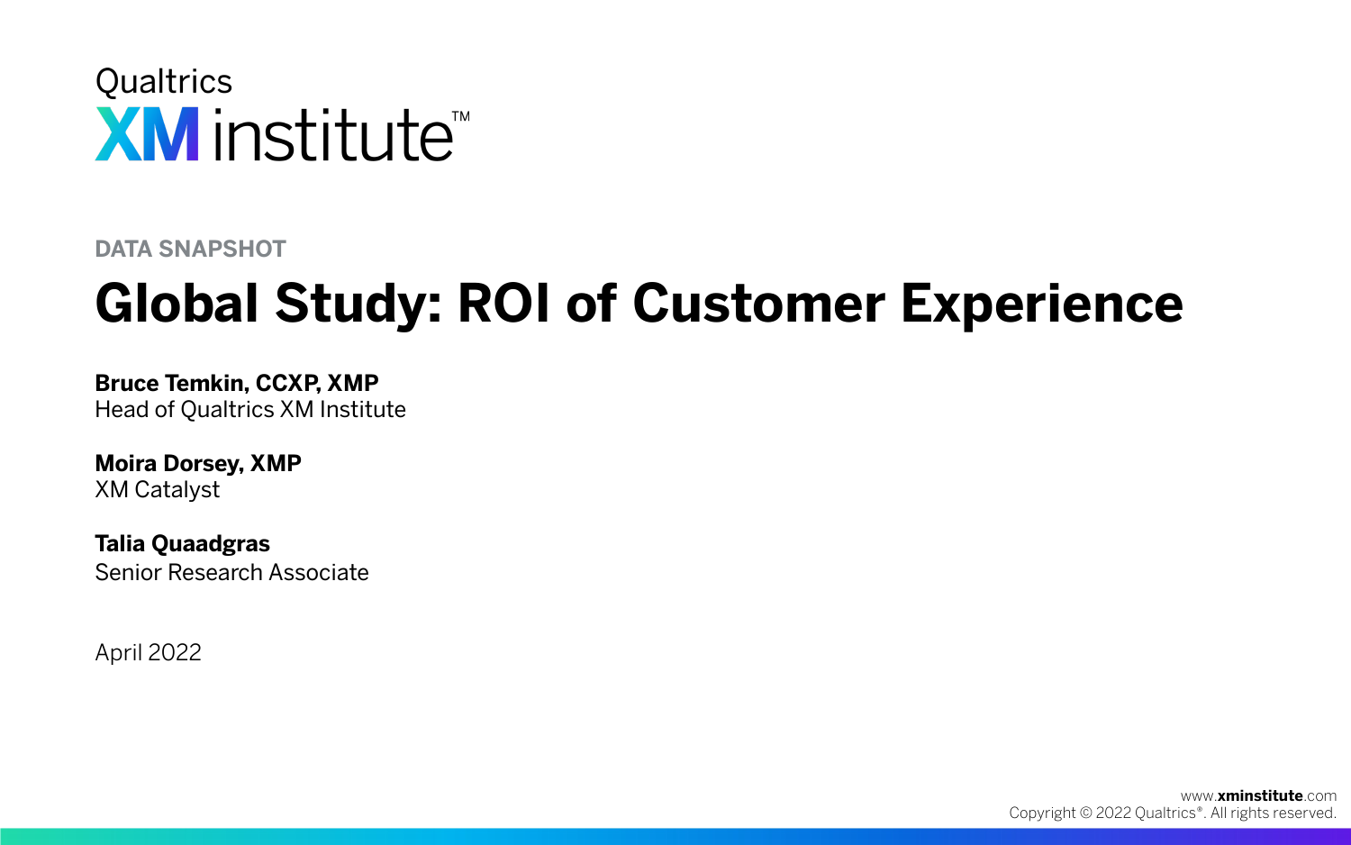Qualtrics
XM institute™

DATA SNAPSHOT

# Global Study: ROI of Customer Experience

**Bruce Temkin, CCXP, XMP**
Head of Qualtrics XM Institute

**Moira Dorsey, XMP**
XM Catalyst

**Talia Quaadgras**
Senior Research Associate

April 2022

www.xminstitute.com
Copyright © 2022 Qualtrics®. All rights reserved.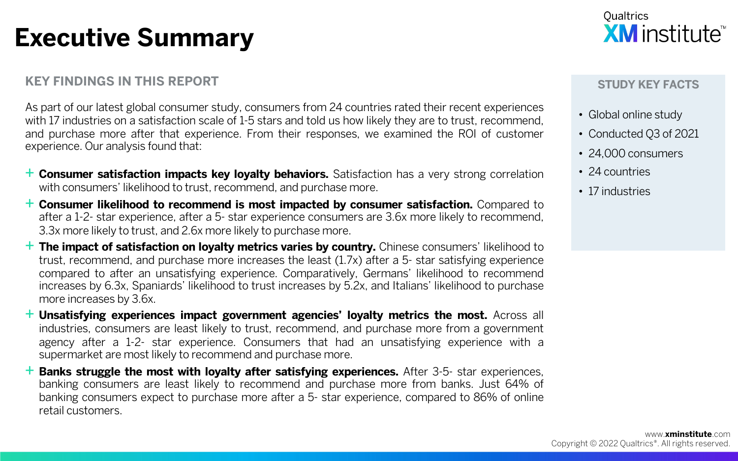# Executive Summary

Qualtrics XM institute™

## KEY FINDINGS IN THIS REPORT

As part of our latest global consumer study, consumers from 24 countries rated their recent experiences with 17 industries on a satisfaction scale of 1-5 stars and told us how likely they are to trust, recommend, and purchase more after that experience. From their responses, we examined the ROI of customer experience. Our analysis found that:

+ **Consumer satisfaction impacts key loyalty behaviors.** Satisfaction has a very strong correlation with consumers' likelihood to trust, recommend, and purchase more.
+ **Consumer likelihood to recommend is most impacted by consumer satisfaction.** Compared to after a 1-2- star experience, after a 5- star experience consumers are 3.6x more likely to recommend, 3.3x more likely to trust, and 2.6x more likely to purchase more.
+ **The impact of satisfaction on loyalty metrics varies by country.** Chinese consumers' likelihood to trust, recommend, and purchase more increases the least (1.7x) after a 5- star satisfying experience compared to after an unsatisfying experience. Comparatively, Germans' likelihood to recommend increases by 6.3x, Spaniards' likelihood to trust increases by 5.2x, and Italians' likelihood to purchase more increases by 3.6x.
+ **Unsatisfying experiences impact government agencies' loyalty metrics the most.** Across all industries, consumers are least likely to trust, recommend, and purchase more from a government agency after a 1-2- star experience. Consumers that had an unsatisfying experience with a supermarket are most likely to recommend and purchase more.
+ **Banks struggle the most with loyalty after satisfying experiences.** After 3-5- star experiences, banking consumers are least likely to recommend and purchase more from banks. Just 64% of banking consumers expect to purchase more after a 5- star experience, compared to 86% of online retail customers.

## STUDY KEY FACTS

- Global online study
- Conducted Q3 of 2021
- 24,000 consumers
- 24 countries
- 17 industries

www.xminstitute.com
Copyright © 2022 Qualtrics®. All rights reserved.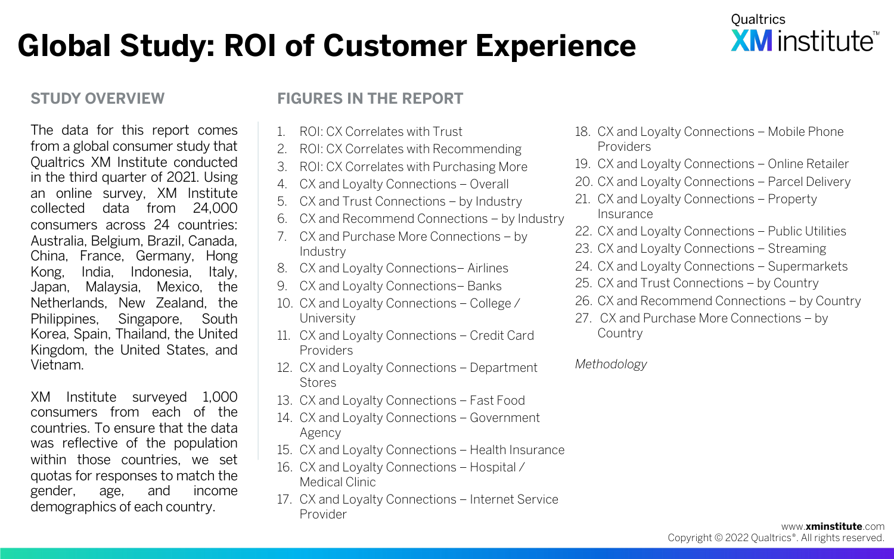# Global Study: ROI of Customer Experience

Qualtrics XM institute™

## STUDY OVERVIEW

The data for this report comes from a global consumer study that Qualtrics XM Institute conducted in the third quarter of 2021. Using an online survey, XM Institute collected data from 24,000 consumers across 24 countries: Australia, Belgium, Brazil, Canada, China, France, Germany, Hong Kong, India, Indonesia, Italy, Japan, Malaysia, Mexico, the Netherlands, New Zealand, the Philippines, Singapore, South Korea, Spain, Thailand, the United Kingdom, the United States, and Vietnam.

XM Institute surveyed 1,000 consumers from each of the countries. To ensure that the data was reflective of the population within those countries, we set quotas for responses to match the gender, age, and income demographics of each country.

## FIGURES IN THE REPORT

1. ROI: CX Correlates with Trust
2. ROI: CX Correlates with Recommending
3. ROI: CX Correlates with Purchasing More
4. CX and Loyalty Connections – Overall
5. CX and Trust Connections – by Industry
6. CX and Recommend Connections – by Industry
7. CX and Purchase More Connections – by Industry
8. CX and Loyalty Connections– Airlines
9. CX and Loyalty Connections– Banks
10. CX and Loyalty Connections – College / University
11. CX and Loyalty Connections – Credit Card Providers
12. CX and Loyalty Connections – Department Stores
13. CX and Loyalty Connections – Fast Food
14. CX and Loyalty Connections – Government Agency
15. CX and Loyalty Connections – Health Insurance
16. CX and Loyalty Connections – Hospital / Medical Clinic
17. CX and Loyalty Connections – Internet Service Provider
18. CX and Loyalty Connections – Mobile Phone Providers
19. CX and Loyalty Connections – Online Retailer
20. CX and Loyalty Connections – Parcel Delivery
21. CX and Loyalty Connections – Property Insurance
22. CX and Loyalty Connections – Public Utilities
23. CX and Loyalty Connections – Streaming
24. CX and Loyalty Connections – Supermarkets
25. CX and Trust Connections – by Country
26. CX and Recommend Connections – by Country
27. CX and Purchase More Connections – by Country

*Methodology*

www.xminstitute.com
Copyright © 2022 Qualtrics®. All rights reserved.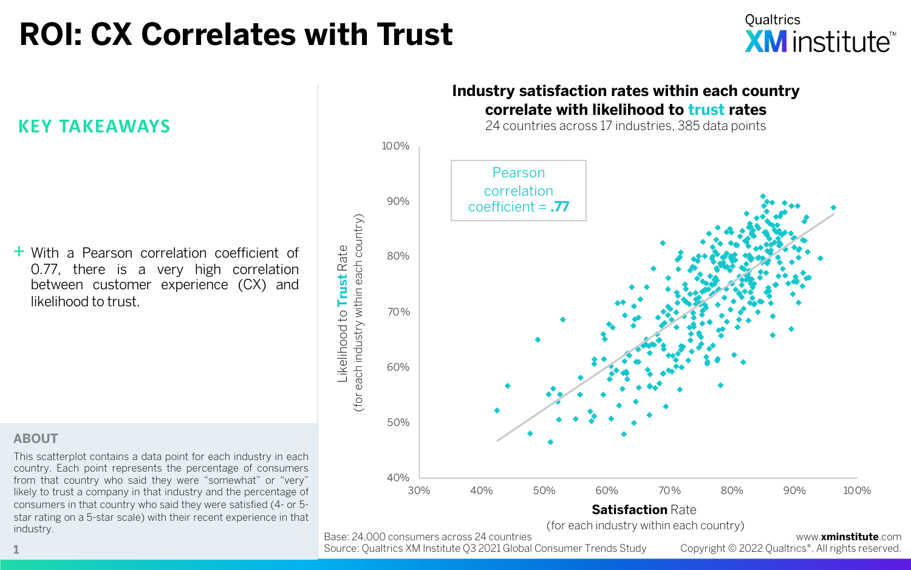# ROI: CX Correlates with Trust

Qualtrics XM institute™

## KEY TAKEAWAYS

+ With a Pearson correlation coefficient of 0.77, there is a very high correlation between customer experience (CX) and likelihood to trust.

## ABOUT

This scatterplot contains a data point for each industry in each country. Each point represents the percentage of consumers from that country who said they were "somewhat" or "very" likely to trust a company in that industry and the percentage of consumers in that country who said they were satisfied (4- or 5-star rating on a 5-star scale) with their recent experience in that industry.

**Industry satisfaction rates within each country correlate with likelihood to trust rates**

24 countries across 17 industries, 385 data points

Pearson correlation coefficient = **.77**

Likelihood to **Trust** Rate (for each industry within each country)

**Satisfaction** Rate (for each industry within each country)

Base: 24,000 consumers across 24 countries
Source: Qualtrics XM Institute Q3 2021 Global Consumer Trends Study

www.**xminstitute**.com
Copyright © 2022 Qualtrics®. All rights reserved.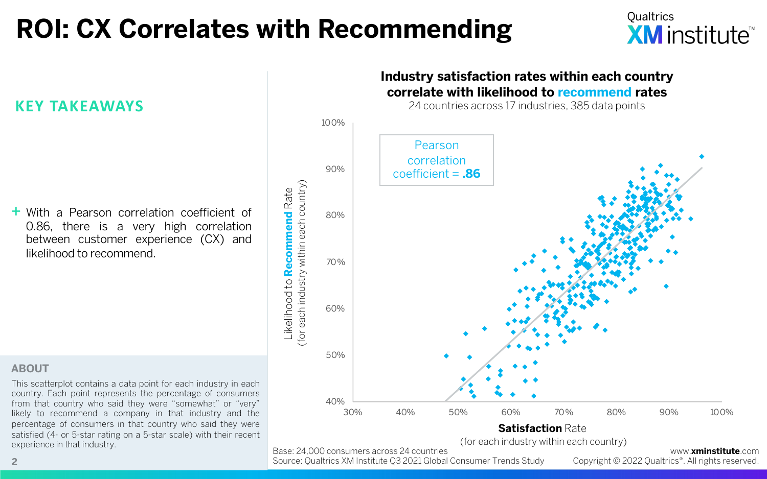# ROI: CX Correlates with Recommending

Qualtrics XM institute™

## KEY TAKEAWAYS

+ With a Pearson correlation coefficient of 0.86, there is a very high correlation between customer experience (CX) and likelihood to recommend.

## ABOUT

This scatterplot contains a data point for each industry in each country. Each point represents the percentage of consumers from that country who said they were "somewhat" or "very" likely to recommend a company in that industry and the percentage of consumers in that country who said they were satisfied (4- or 5-star rating on a 5-star scale) with their recent experience in that industry.

**Industry satisfaction rates within each country correlate with likelihood to recommend rates**

24 countries across 17 industries, 385 data points

Pearson correlation coefficient = **.86**

Y-axis: Likelihood to **Recommend** Rate (for each industry within each country) — 40%, 50%, 60%, 70%, 80%, 90%, 100%

X-axis: **Satisfaction** Rate (for each industry within each country) — 30%, 40%, 50%, 60%, 70%, 80%, 90%, 100%

Base: 24,000 consumers across 24 countries
Source: Qualtrics XM Institute Q3 2021 Global Consumer Trends Study

www.**xminstitute**.com
Copyright © 2022 Qualtrics®. All rights reserved.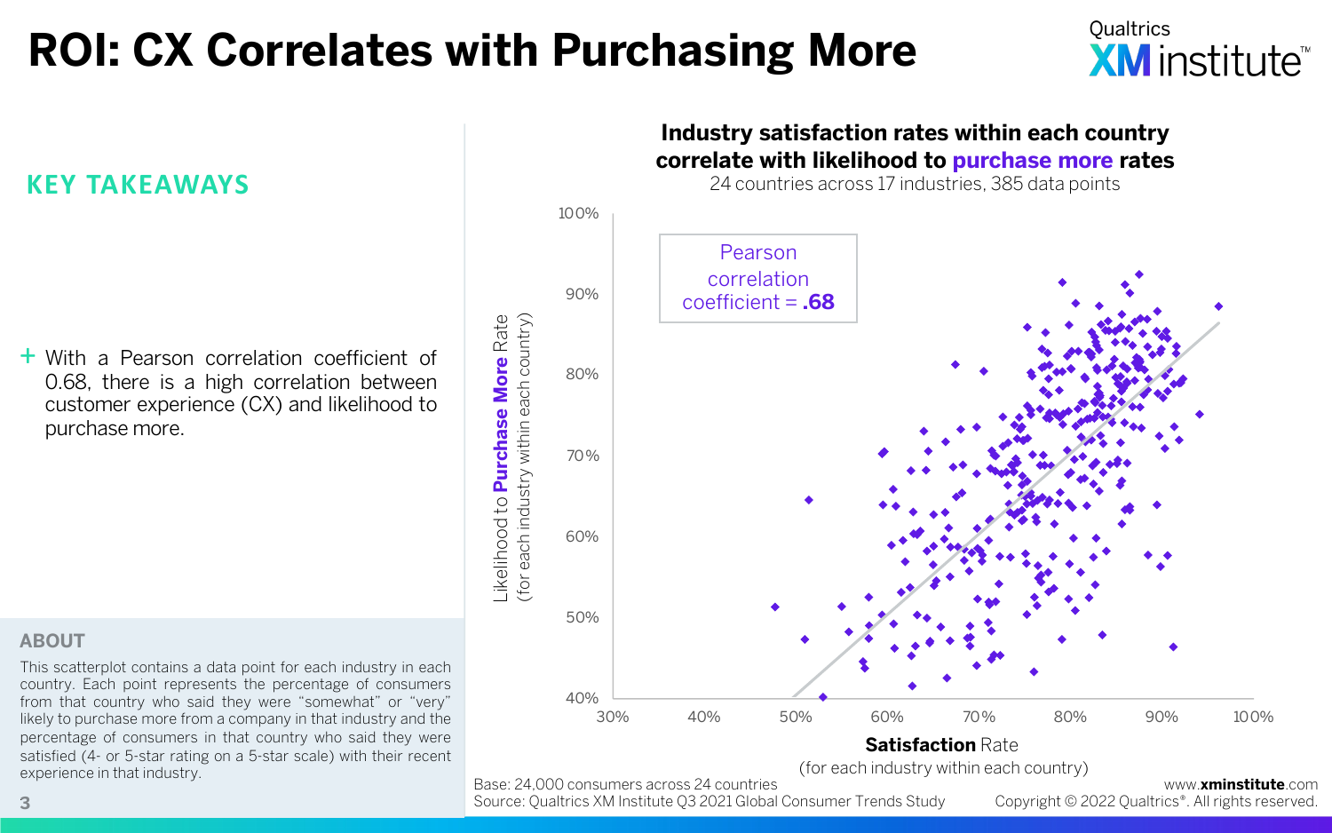# ROI: CX Correlates with Purchasing More

## KEY TAKEAWAYS

- With a Pearson correlation coefficient of 0.68, there is a high correlation between customer experience (CX) and likelihood to purchase more.

### ABOUT

This scatterplot contains a data point for each industry in each country. Each point represents the percentage of consumers from that country who said they were "somewhat" or "very" likely to purchase more from a company in that industry and the percentage of consumers in that country who said they were satisfied (4- or 5-star rating on a 5-star scale) with their recent experience in that industry.

**Industry satisfaction rates within each country correlate with likelihood to purchase more rates**

24 countries across 17 industries, 385 data points

Pearson correlation coefficient = **.68**

Y-axis: Likelihood to **Purchase More** Rate (for each industry within each country) — 40% to 100%

X-axis: **Satisfaction** Rate (for each industry within each country) — 30% to 100%

Base: 24,000 consumers across 24 countries
Source: Qualtrics XM Institute Q3 2021 Global Consumer Trends Study

www.xminstitute.com
Copyright © 2022 Qualtrics®. All rights reserved.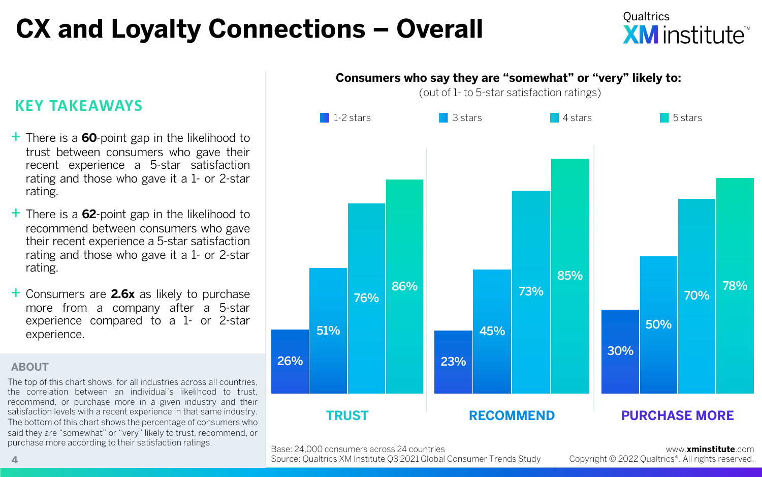# CX and Loyalty Connections – Overall

## KEY TAKEAWAYS

+ There is a **60**-point gap in the likelihood to trust between consumers who gave their recent experience a 5-star satisfaction rating and those who gave it a 1- or 2-star rating.
+ There is a **62**-point gap in the likelihood to recommend between consumers who gave their recent experience a 5-star satisfaction rating and those who gave it a 1- or 2-star rating.
+ Consumers are **2.6x** as likely to purchase more from a company after a 5-star experience compared to a 1- or 2-star experience.

### ABOUT

The top of this chart shows, for all industries across all countries, the correlation between an individual's likelihood to trust, recommend, or purchase more in a given industry and their satisfaction levels with a recent experience in that same industry. The bottom of this chart shows the percentage of consumers who said they are "somewhat" or "very" likely to trust, recommend, or purchase more according to their satisfaction ratings.

**Consumers who say they are "somewhat" or "very" likely to:**
(out of 1- to 5-star satisfaction ratings)

| | 1-2 stars | 3 stars | 4 stars | 5 stars |
|---|---|---|---|---|
| TRUST | 26% | 51% | 76% | 86% |
| RECOMMEND | 23% | 45% | 73% | 85% |
| PURCHASE MORE | 30% | 50% | 70% | 78% |

Base: 24,000 consumers across 24 countries
Source: Qualtrics XM Institute Q3 2021 Global Consumer Trends Study

www.xminstitute.com
Copyright © 2022 Qualtrics®. All rights reserved.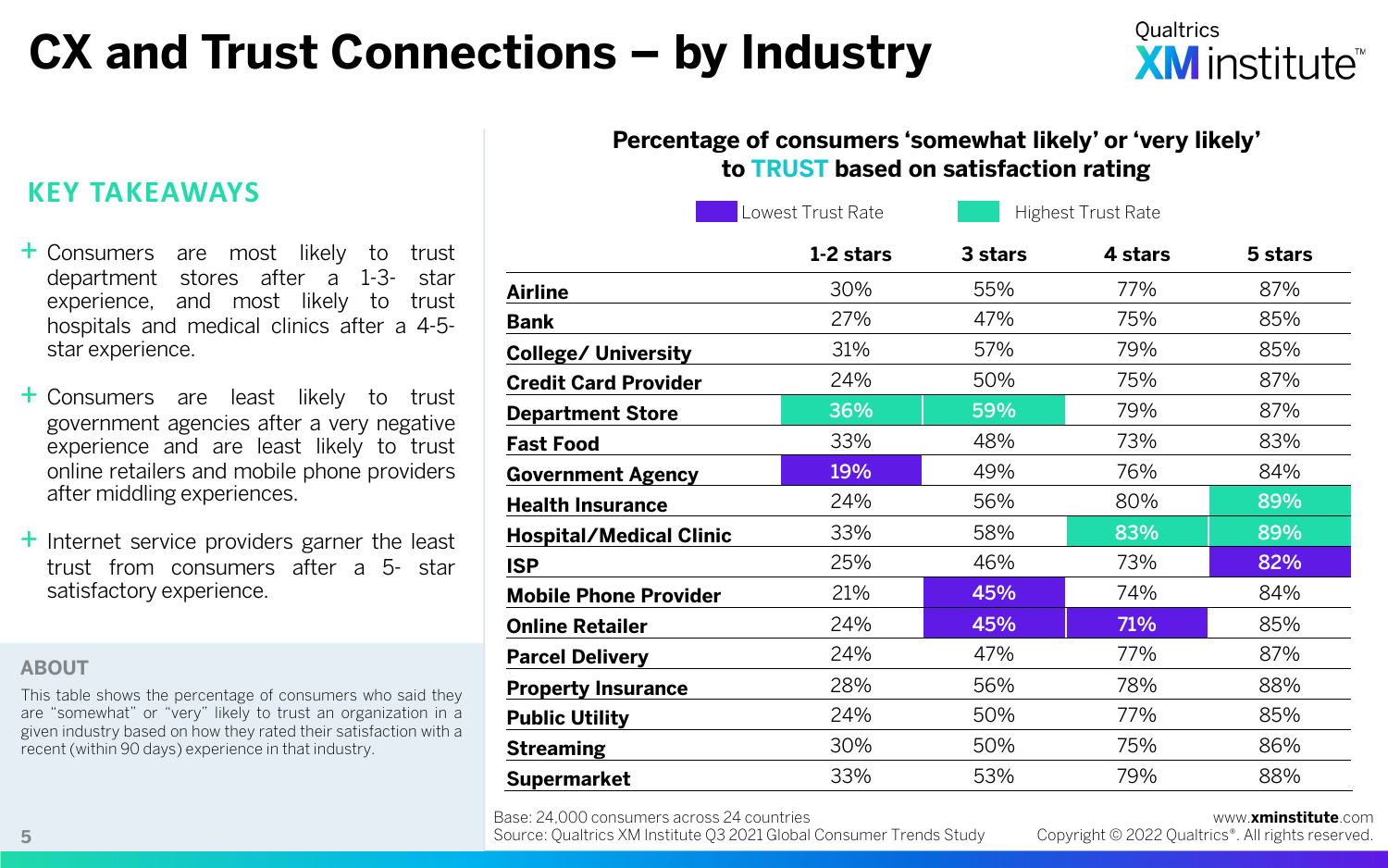# CX and Trust Connections – by Industry

## KEY TAKEAWAYS

+ Consumers are most likely to trust department stores after a 1-3- star experience, and most likely to trust hospitals and medical clinics after a 4-5-star experience.

+ Consumers are least likely to trust government agencies after a very negative experience and are least likely to trust online retailers and mobile phone providers after middling experiences.

+ Internet service providers garner the least trust from consumers after a 5- star satisfactory experience.

### ABOUT

This table shows the percentage of consumers who said they are "somewhat" or "very" likely to trust an organization in a given industry based on how they rated their satisfaction with a recent (within 90 days) experience in that industry.

**Percentage of consumers 'somewhat likely' or 'very likely' to TRUST based on satisfaction rating**

Lowest Trust Rate / Highest Trust Rate

| | 1-2 stars | 3 stars | 4 stars | 5 stars |
|---|---|---|---|---|
| **Airline** | 30% | 55% | 77% | 87% |
| **Bank** | 27% | 47% | 75% | 85% |
| **College/ University** | 31% | 57% | 79% | 85% |
| **Credit Card Provider** | 24% | 50% | 75% | 87% |
| **Department Store** | 36% (Highest) | 59% (Highest) | 79% | 87% |
| **Fast Food** | 33% | 48% | 73% | 83% |
| **Government Agency** | 19% (Lowest) | 49% | 76% | 84% |
| **Health Insurance** | 24% | 56% | 80% | 89% (Highest) |
| **Hospital/Medical Clinic** | 33% | 58% | 83% (Highest) | 89% (Highest) |
| **ISP** | 25% | 46% | 73% | 82% (Lowest) |
| **Mobile Phone Provider** | 21% | 45% (Lowest) | 74% | 84% |
| **Online Retailer** | 24% | 45% (Lowest) | 71% (Lowest) | 85% |
| **Parcel Delivery** | 24% | 47% | 77% | 87% |
| **Property Insurance** | 28% | 56% | 78% | 88% |
| **Public Utility** | 24% | 50% | 77% | 85% |
| **Streaming** | 30% | 50% | 75% | 86% |
| **Supermarket** | 33% | 53% | 79% | 88% |

Base: 24,000 consumers across 24 countries
Source: Qualtrics XM Institute Q3 2021 Global Consumer Trends Study

www.xminstitute.com
Copyright © 2022 Qualtrics®. All rights reserved.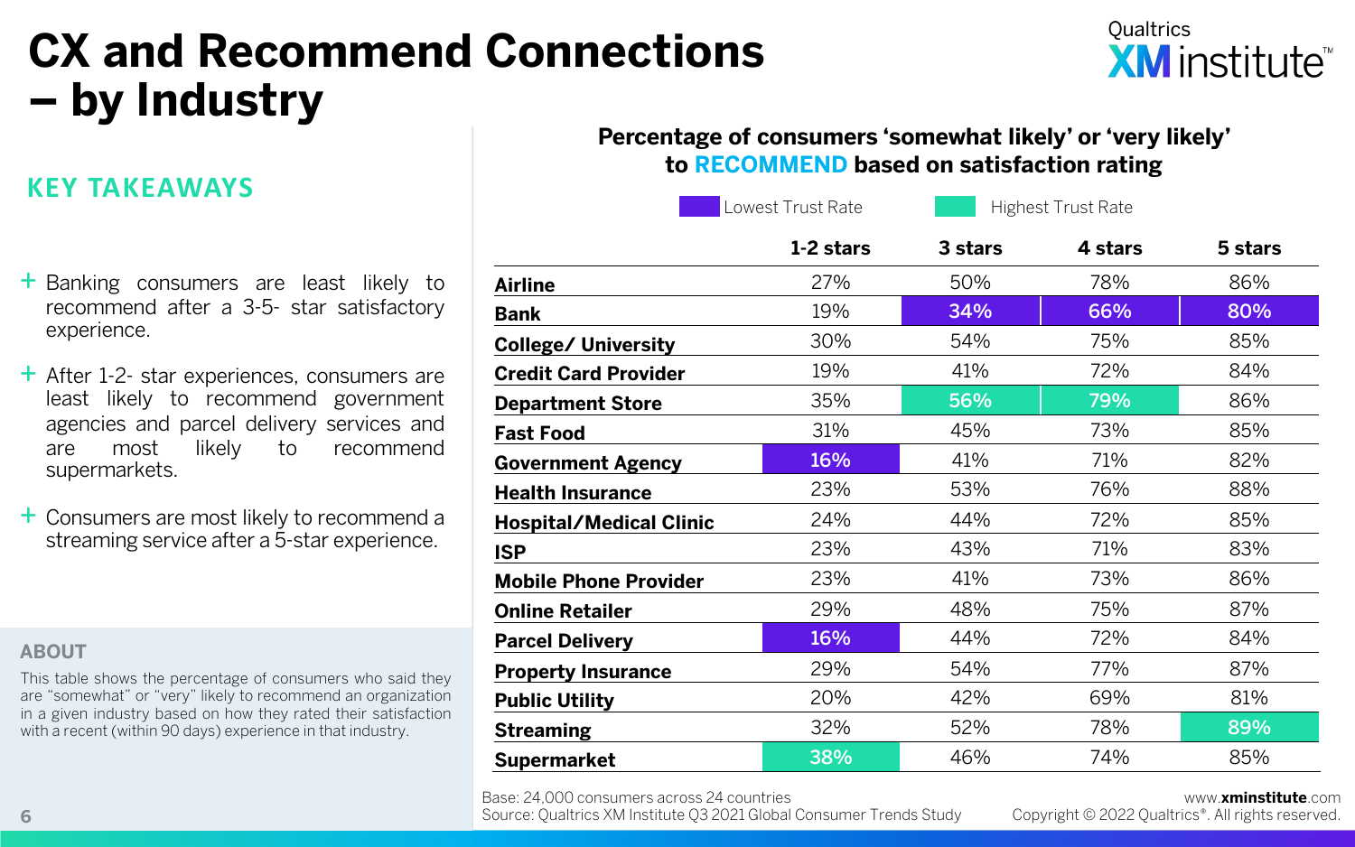# CX and Recommend Connections – by Industry

## KEY TAKEAWAYS

- Banking consumers are least likely to recommend after a 3-5- star satisfactory experience.
- After 1-2- star experiences, consumers are least likely to recommend government agencies and parcel delivery services and are most likely to recommend supermarkets.
- Consumers are most likely to recommend a streaming service after a 5-star experience.

### ABOUT

This table shows the percentage of consumers who said they are "somewhat" or "very" likely to recommend an organization in a given industry based on how they rated their satisfaction with a recent (within 90 days) experience in that industry.

**Percentage of consumers 'somewhat likely' or 'very likely' to RECOMMEND based on satisfaction rating**

Lowest Trust Rate | Highest Trust Rate

| | 1-2 stars | 3 stars | 4 stars | 5 stars |
|---|---|---|---|---|
| **Airline** | 27% | 50% | 78% | 86% |
| **Bank** | 19% | 34% (Lowest) | 66% (Lowest) | 80% (Lowest) |
| **College/ University** | 30% | 54% | 75% | 85% |
| **Credit Card Provider** | 19% | 41% | 72% | 84% |
| **Department Store** | 35% | 56% (Highest) | 79% (Highest) | 86% |
| **Fast Food** | 31% | 45% | 73% | 85% |
| **Government Agency** | 16% (Lowest) | 41% | 71% | 82% |
| **Health Insurance** | 23% | 53% | 76% | 88% |
| **Hospital/Medical Clinic** | 24% | 44% | 72% | 85% |
| **ISP** | 23% | 43% | 71% | 83% |
| **Mobile Phone Provider** | 23% | 41% | 73% | 86% |
| **Online Retailer** | 29% | 48% | 75% | 87% |
| **Parcel Delivery** | 16% (Lowest) | 44% | 72% | 84% |
| **Property Insurance** | 29% | 54% | 77% | 87% |
| **Public Utility** | 20% | 42% | 69% | 81% |
| **Streaming** | 32% | 52% | 78% | 89% (Highest) |
| **Supermarket** | 38% (Highest) | 46% | 74% | 85% |

Base: 24,000 consumers across 24 countries
Source: Qualtrics XM Institute Q3 2021 Global Consumer Trends Study

www.xminstitute.com
Copyright © 2022 Qualtrics®. All rights reserved.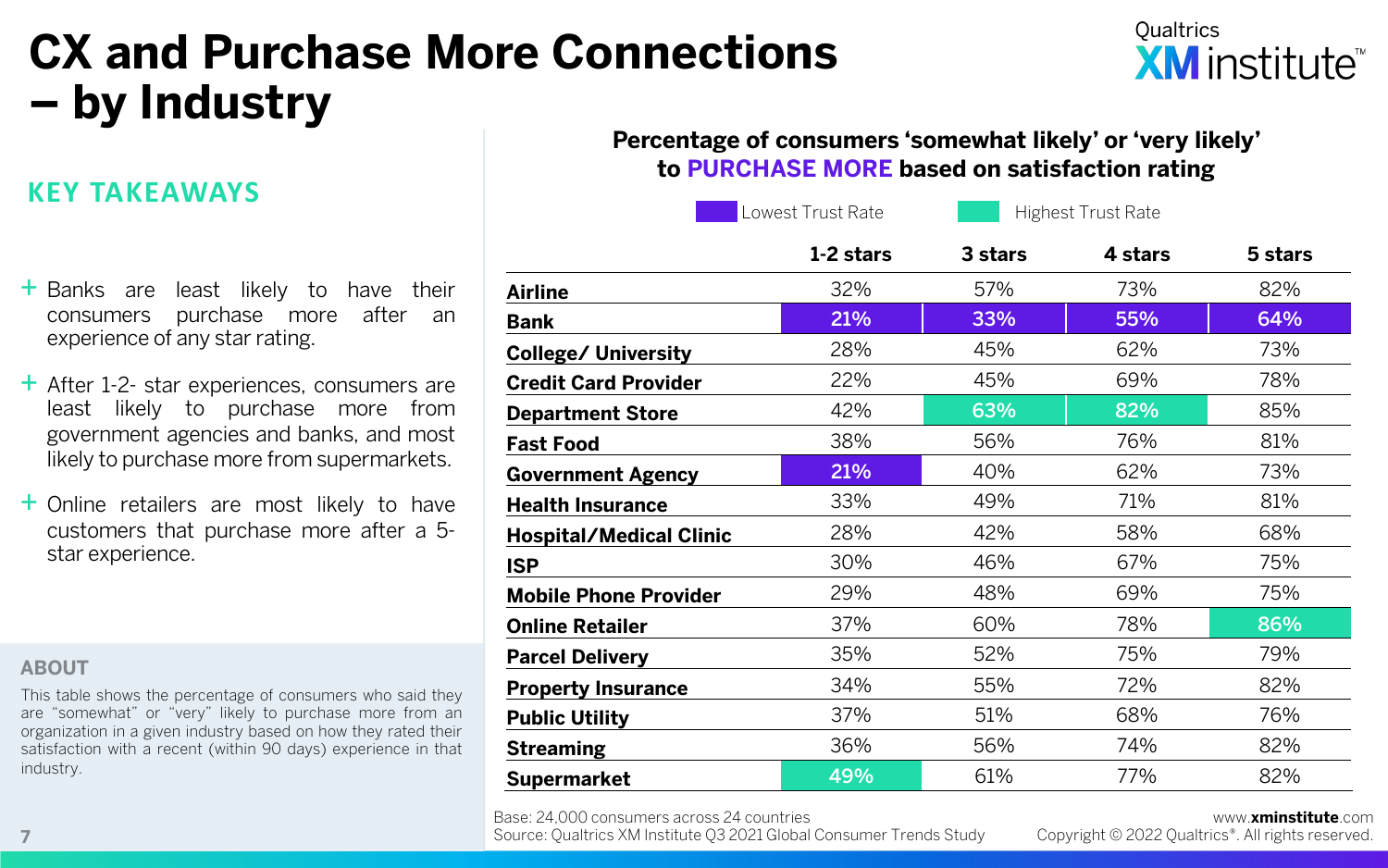# CX and Purchase More Connections – by Industry

## KEY TAKEAWAYS

- Banks are least likely to have their consumers purchase more after an experience of any star rating.
- After 1-2- star experiences, consumers are least likely to purchase more from government agencies and banks, and most likely to purchase more from supermarkets.
- Online retailers are most likely to have customers that purchase more after a 5-star experience.

### ABOUT

This table shows the percentage of consumers who said they are "somewhat" or "very" likely to purchase more from an organization in a given industry based on how they rated their satisfaction with a recent (within 90 days) experience in that industry.

**Percentage of consumers 'somewhat likely' or 'very likely' to PURCHASE MORE based on satisfaction rating**

Legend: Lowest Trust Rate | Highest Trust Rate

| | 1-2 stars | 3 stars | 4 stars | 5 stars |
|---|---|---|---|---|
| **Airline** | 32% | 57% | 73% | 82% |
| **Bank** | 21% (Lowest) | 33% (Lowest) | 55% (Lowest) | 64% (Lowest) |
| **College/ University** | 28% | 45% | 62% | 73% |
| **Credit Card Provider** | 22% | 45% | 69% | 78% |
| **Department Store** | 42% | 63% (Highest) | 82% (Highest) | 85% |
| **Fast Food** | 38% | 56% | 76% | 81% |
| **Government Agency** | 21% (Lowest) | 40% | 62% | 73% |
| **Health Insurance** | 33% | 49% | 71% | 81% |
| **Hospital/Medical Clinic** | 28% | 42% | 58% | 68% |
| **ISP** | 30% | 46% | 67% | 75% |
| **Mobile Phone Provider** | 29% | 48% | 69% | 75% |
| **Online Retailer** | 37% | 60% | 78% | 86% (Highest) |
| **Parcel Delivery** | 35% | 52% | 75% | 79% |
| **Property Insurance** | 34% | 55% | 72% | 82% |
| **Public Utility** | 37% | 51% | 68% | 76% |
| **Streaming** | 36% | 56% | 74% | 82% |
| **Supermarket** | 49% (Highest) | 61% | 77% | 82% |

Base: 24,000 consumers across 24 countries
Source: Qualtrics XM Institute Q3 2021 Global Consumer Trends Study

www.xminstitute.com
Copyright © 2022 Qualtrics®. All rights reserved.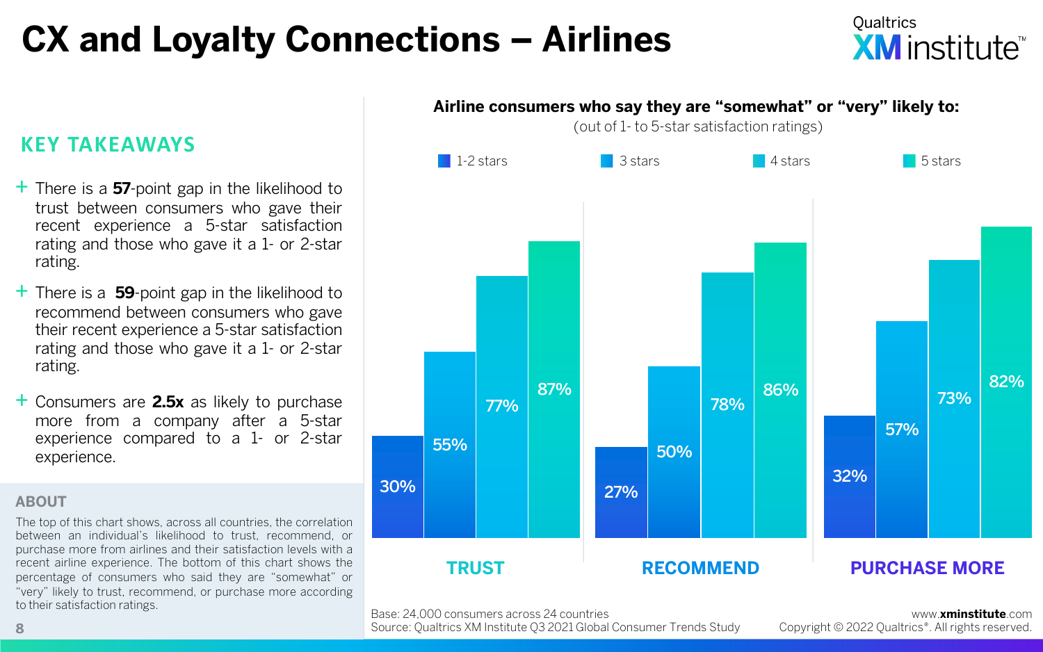# CX and Loyalty Connections – Airlines

## KEY TAKEAWAYS

+ There is a **57**-point gap in the likelihood to trust between consumers who gave their recent experience a 5-star satisfaction rating and those who gave it a 1- or 2-star rating.
+ There is a **59**-point gap in the likelihood to recommend between consumers who gave their recent experience a 5-star satisfaction rating and those who gave it a 1- or 2-star rating.
+ Consumers are **2.5x** as likely to purchase more from a company after a 5-star experience compared to a 1- or 2-star experience.

## ABOUT

The top of this chart shows, across all countries, the correlation between an individual's likelihood to trust, recommend, or purchase more from airlines and their satisfaction levels with a recent airline experience. The bottom of this chart shows the percentage of consumers who said they are "somewhat" or "very" likely to trust, recommend, or purchase more according to their satisfaction ratings.

**Airline consumers who say they are "somewhat" or "very" likely to:**
(out of 1- to 5-star satisfaction ratings)

| | 1-2 stars | 3 stars | 4 stars | 5 stars |
|---|---|---|---|---|
| TRUST | 30% | 55% | 77% | 87% |
| RECOMMEND | 27% | 50% | 78% | 86% |
| PURCHASE MORE | 32% | 57% | 73% | 82% |

Base: 24,000 consumers across 24 countries
Source: Qualtrics XM Institute Q3 2021 Global Consumer Trends Study

www.xminstitute.com
Copyright © 2022 Qualtrics®. All rights reserved.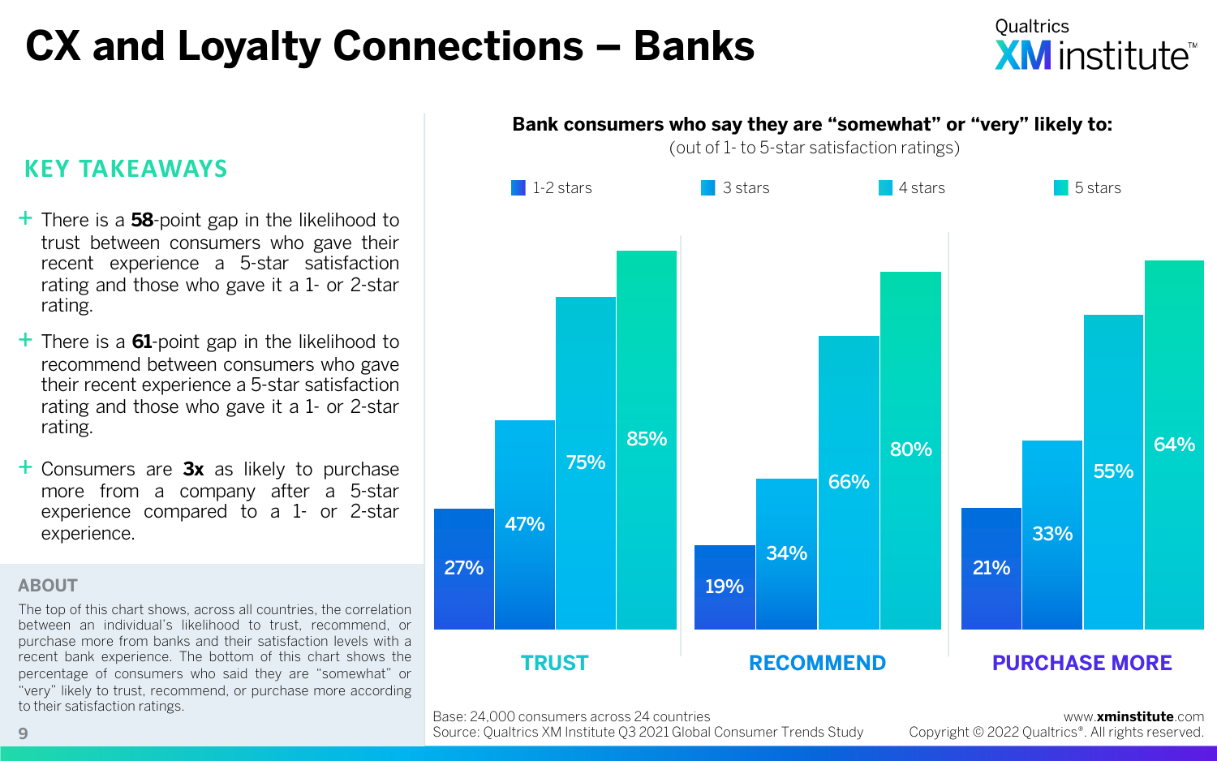# CX and Loyalty Connections – Banks

## KEY TAKEAWAYS

- There is a **58**-point gap in the likelihood to trust between consumers who gave their recent experience a 5-star satisfaction rating and those who gave it a 1- or 2-star rating.
- There is a **61**-point gap in the likelihood to recommend between consumers who gave their recent experience a 5-star satisfaction rating and those who gave it a 1- or 2-star rating.
- Consumers are **3x** as likely to purchase more from a company after a 5-star experience compared to a 1- or 2-star experience.

## ABOUT

The top of this chart shows, across all countries, the correlation between an individual's likelihood to trust, recommend, or purchase more from banks and their satisfaction levels with a recent bank experience. The bottom of this chart shows the percentage of consumers who said they are "somewhat" or "very" likely to trust, recommend, or purchase more according to their satisfaction ratings.

**Bank consumers who say they are "somewhat" or "very" likely to:**
(out of 1- to 5-star satisfaction ratings)

| | 1-2 stars | 3 stars | 4 stars | 5 stars |
|---|---|---|---|---|
| TRUST | 27% | 47% | 75% | 85% |
| RECOMMEND | 19% | 34% | 66% | 80% |
| PURCHASE MORE | 21% | 33% | 55% | 64% |

Base: 24,000 consumers across 24 countries
Source: Qualtrics XM Institute Q3 2021 Global Consumer Trends Study

www.xminstitute.com
Copyright © 2022 Qualtrics®. All rights reserved.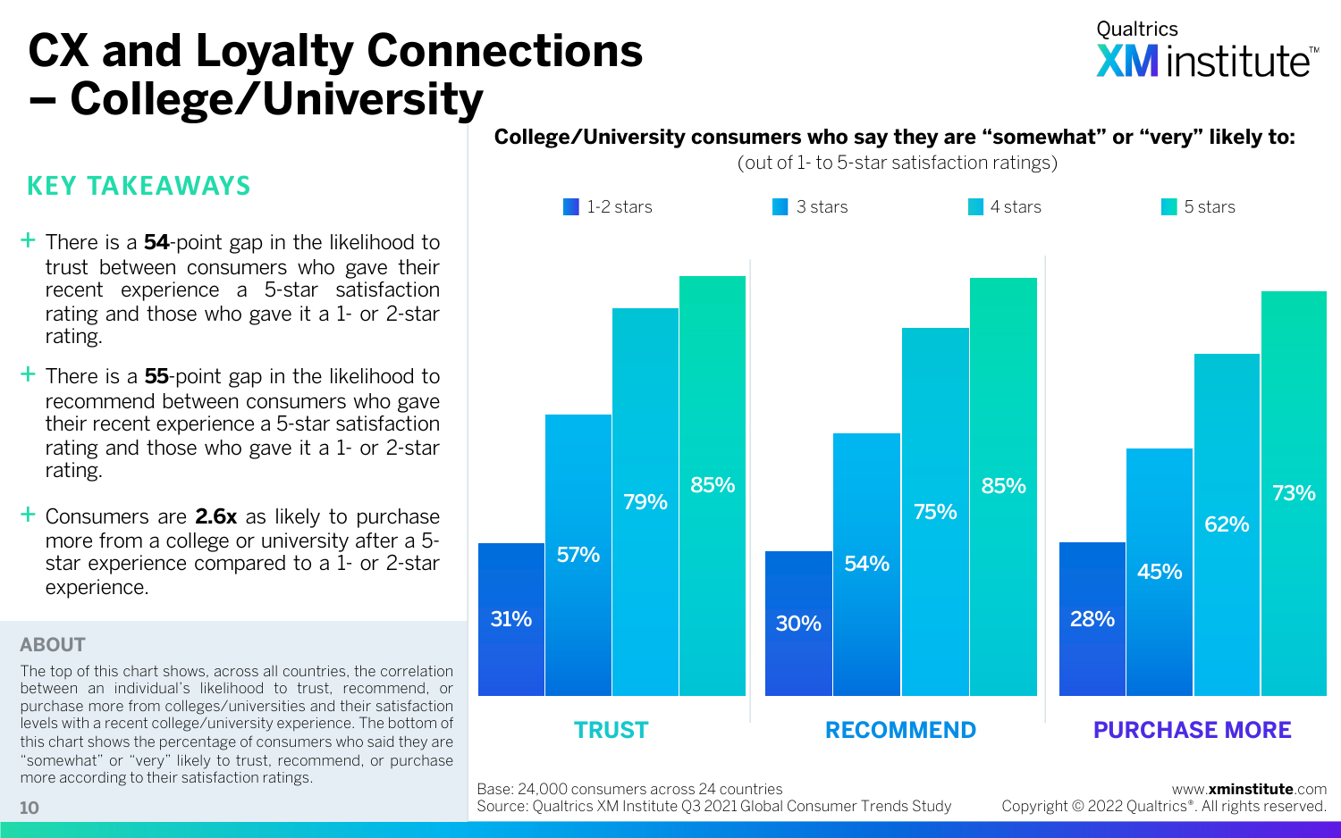# CX and Loyalty Connections – College/University

## KEY TAKEAWAYS

- There is a **54**-point gap in the likelihood to trust between consumers who gave their recent experience a 5-star satisfaction rating and those who gave it a 1- or 2-star rating.
- There is a **55**-point gap in the likelihood to recommend between consumers who gave their recent experience a 5-star satisfaction rating and those who gave it a 1- or 2-star rating.
- Consumers are **2.6x** as likely to purchase more from a college or university after a 5-star experience compared to a 1- or 2-star experience.

## ABOUT

The top of this chart shows, across all countries, the correlation between an individual's likelihood to trust, recommend, or purchase more from colleges/universities and their satisfaction levels with a recent college/university experience. The bottom of this chart shows the percentage of consumers who said they are "somewhat" or "very" likely to trust, recommend, or purchase more according to their satisfaction ratings.

**College/University consumers who say they are "somewhat" or "very" likely to:**

(out of 1- to 5-star satisfaction ratings)

| | 1-2 stars | 3 stars | 4 stars | 5 stars |
|---|---|---|---|---|
| TRUST | 31% | 57% | 79% | 85% |
| RECOMMEND | 30% | 54% | 75% | 85% |
| PURCHASE MORE | 28% | 45% | 62% | 73% |

Base: 24,000 consumers across 24 countries
Source: Qualtrics XM Institute Q3 2021 Global Consumer Trends Study

www.xminstitute.com
Copyright © 2022 Qualtrics®. All rights reserved.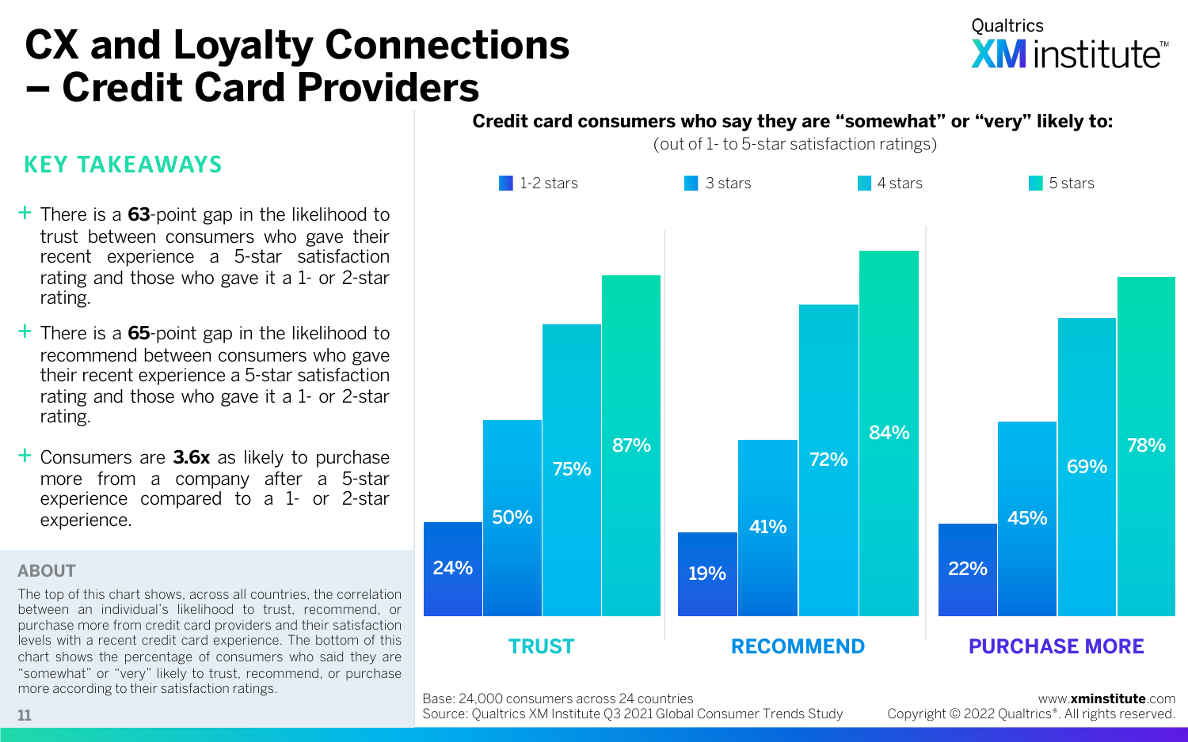# CX and Loyalty Connections – Credit Card Providers

## KEY TAKEAWAYS

- There is a **63**-point gap in the likelihood to trust between consumers who gave their recent experience a 5-star satisfaction rating and those who gave it a 1- or 2-star rating.
- There is a **65**-point gap in the likelihood to recommend between consumers who gave their recent experience a 5-star satisfaction rating and those who gave it a 1- or 2-star rating.
- Consumers are **3.6x** as likely to purchase more from a company after a 5-star experience compared to a 1- or 2-star experience.

## ABOUT

The top of this chart shows, across all countries, the correlation between an individual's likelihood to trust, recommend, or purchase more from credit card providers and their satisfaction levels with a recent credit card experience. The bottom of this chart shows the percentage of consumers who said they are "somewhat" or "very" likely to trust, recommend, or purchase more according to their satisfaction ratings.

**Credit card consumers who say they are "somewhat" or "very" likely to:**

(out of 1- to 5-star satisfaction ratings)

| | 1-2 stars | 3 stars | 4 stars | 5 stars |
|---|---|---|---|---|
| TRUST | 24% | 50% | 75% | 87% |
| RECOMMEND | 19% | 41% | 72% | 84% |
| PURCHASE MORE | 22% | 45% | 69% | 78% |

Base: 24,000 consumers across 24 countries
Source: Qualtrics XM Institute Q3 2021 Global Consumer Trends Study

www.xminstitute.com
Copyright © 2022 Qualtrics®. All rights reserved.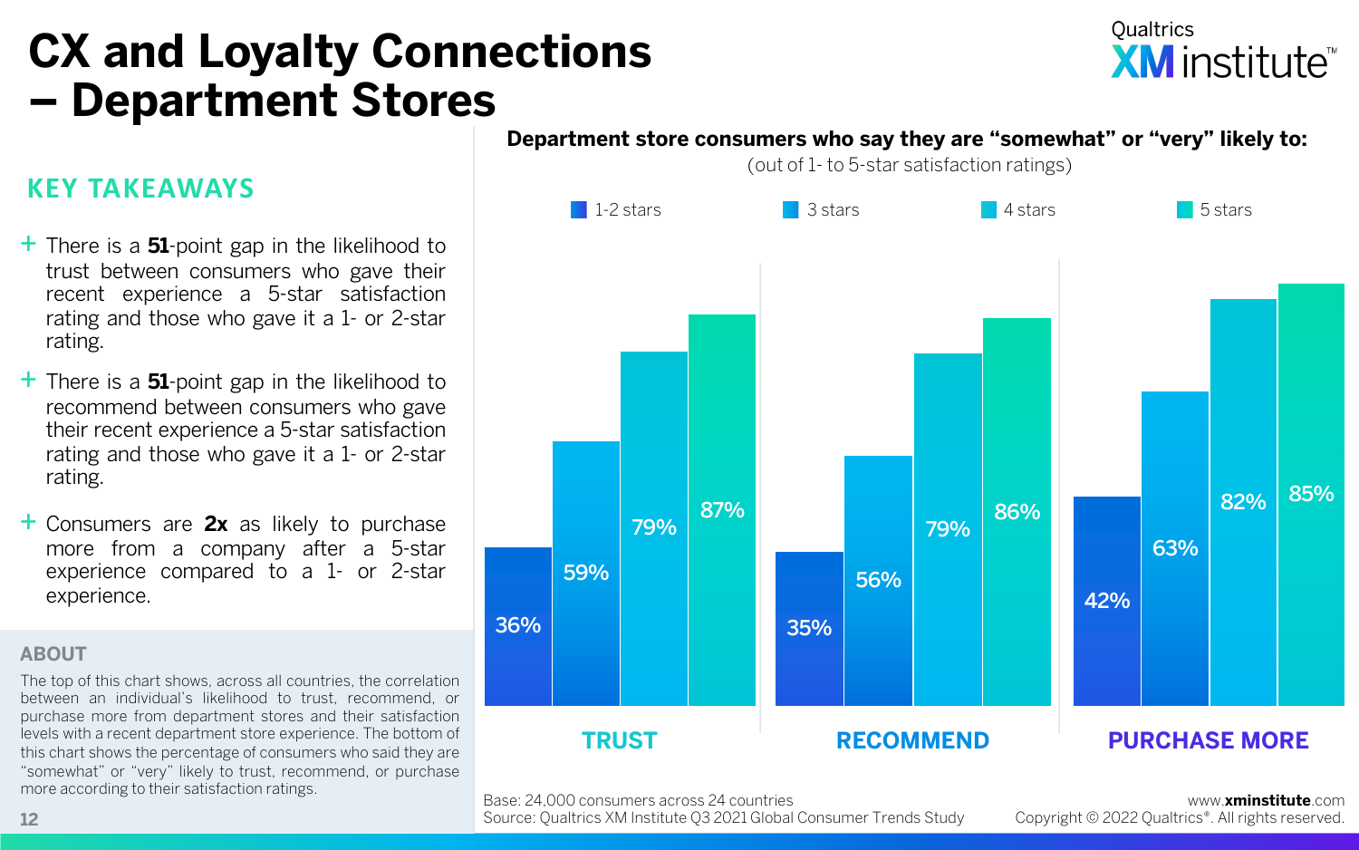# CX and Loyalty Connections – Department Stores

## KEY TAKEAWAYS

- There is a **51**-point gap in the likelihood to trust between consumers who gave their recent experience a 5-star satisfaction rating and those who gave it a 1- or 2-star rating.
- There is a **51**-point gap in the likelihood to recommend between consumers who gave their recent experience a 5-star satisfaction rating and those who gave it a 1- or 2-star rating.
- Consumers are **2x** as likely to purchase more from a company after a 5-star experience compared to a 1- or 2-star experience.

## ABOUT

The top of this chart shows, across all countries, the correlation between an individual's likelihood to trust, recommend, or purchase more from department stores and their satisfaction levels with a recent department store experience. The bottom of this chart shows the percentage of consumers who said they are "somewhat" or "very" likely to trust, recommend, or purchase more according to their satisfaction ratings.

**Department store consumers who say they are "somewhat" or "very" likely to:**
(out of 1- to 5-star satisfaction ratings)

| | 1-2 stars | 3 stars | 4 stars | 5 stars |
|---|---|---|---|---|
| TRUST | 36% | 59% | 79% | 87% |
| RECOMMEND | 35% | 56% | 79% | 86% |
| PURCHASE MORE | 42% | 63% | 82% | 85% |

Base: 24,000 consumers across 24 countries
Source: Qualtrics XM Institute Q3 2021 Global Consumer Trends Study

www.xminstitute.com
Copyright © 2022 Qualtrics®. All rights reserved.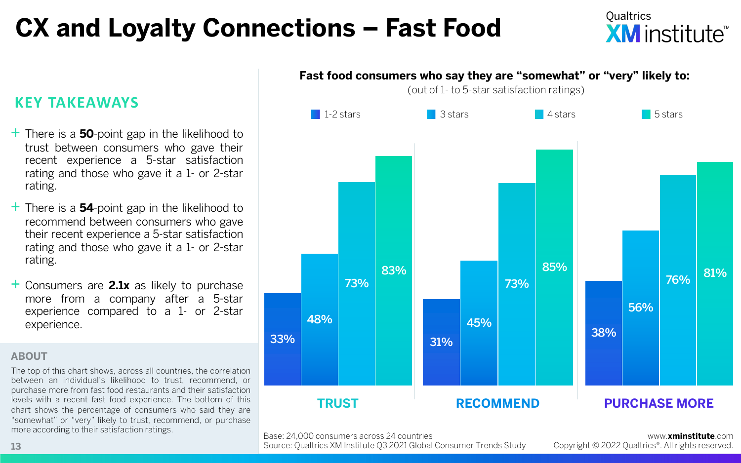# CX and Loyalty Connections – Fast Food

## KEY TAKEAWAYS

- There is a **50**-point gap in the likelihood to trust between consumers who gave their recent experience a 5-star satisfaction rating and those who gave it a 1- or 2-star rating.
- There is a **54**-point gap in the likelihood to recommend between consumers who gave their recent experience a 5-star satisfaction rating and those who gave it a 1- or 2-star rating.
- Consumers are **2.1x** as likely to purchase more from a company after a 5-star experience compared to a 1- or 2-star experience.

## ABOUT

The top of this chart shows, across all countries, the correlation between an individual's likelihood to trust, recommend, or purchase more from fast food restaurants and their satisfaction levels with a recent fast food experience. The bottom of this chart shows the percentage of consumers who said they are "somewhat" or "very" likely to trust, recommend, or purchase more according to their satisfaction ratings.

**Fast food consumers who say they are "somewhat" or "very" likely to:**
(out of 1- to 5-star satisfaction ratings)

| | 1-2 stars | 3 stars | 4 stars | 5 stars |
|---|---|---|---|---|
| TRUST | 33% | 48% | 73% | 83% |
| RECOMMEND | 31% | 45% | 73% | 85% |
| PURCHASE MORE | 38% | 56% | 76% | 81% |

Base: 24,000 consumers across 24 countries
Source: Qualtrics XM Institute Q3 2021 Global Consumer Trends Study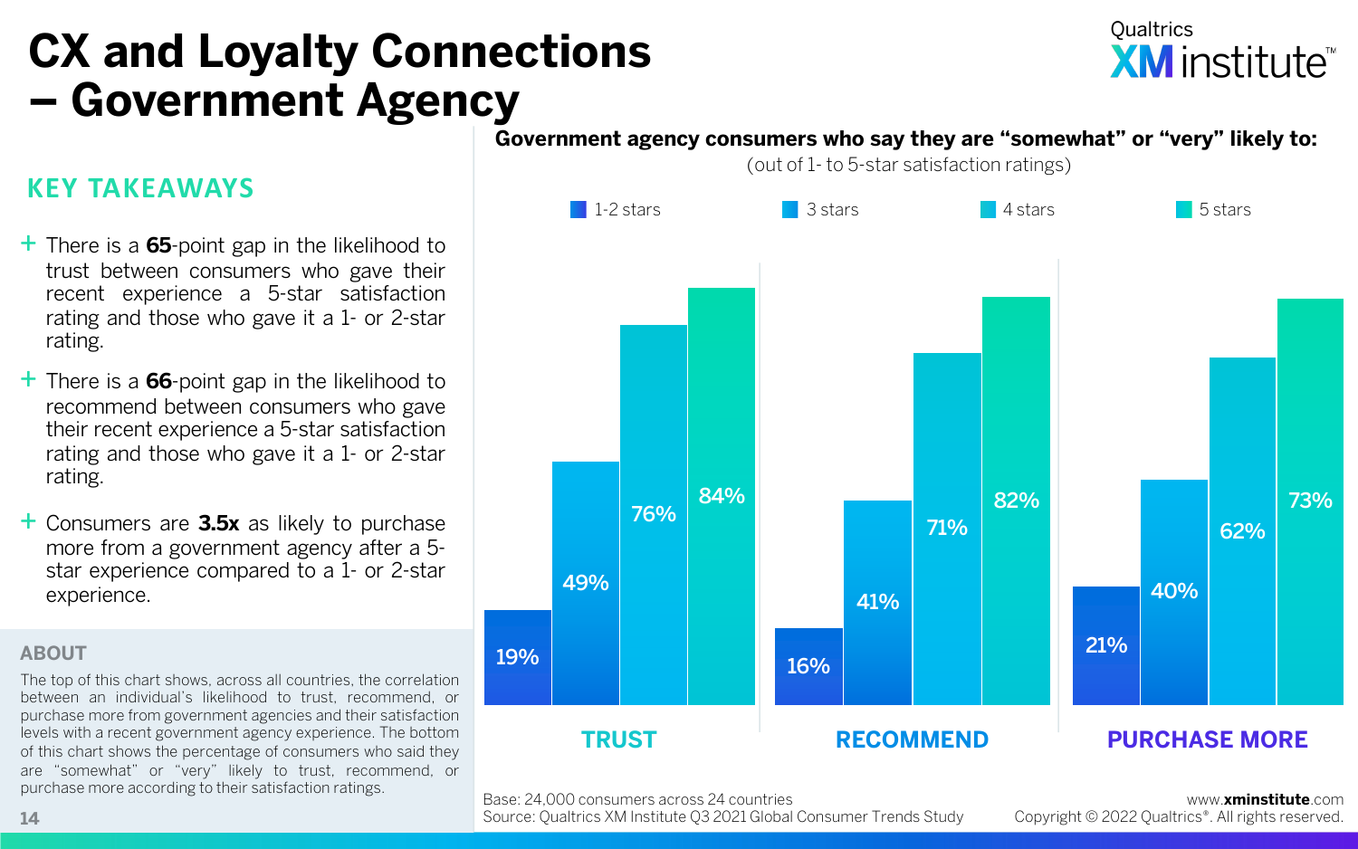# CX and Loyalty Connections – Government Agency

## KEY TAKEAWAYS

- There is a **65**-point gap in the likelihood to trust between consumers who gave their recent experience a 5-star satisfaction rating and those who gave it a 1- or 2-star rating.
- There is a **66**-point gap in the likelihood to recommend between consumers who gave their recent experience a 5-star satisfaction rating and those who gave it a 1- or 2-star rating.
- Consumers are **3.5x** as likely to purchase more from a government agency after a 5-star experience compared to a 1- or 2-star experience.

## ABOUT

The top of this chart shows, across all countries, the correlation between an individual's likelihood to trust, recommend, or purchase more from government agencies and their satisfaction levels with a recent government agency experience. The bottom of this chart shows the percentage of consumers who said they are "somewhat" or "very" likely to trust, recommend, or purchase more according to their satisfaction ratings.

**Government agency consumers who say they are "somewhat" or "very" likely to:**
(out of 1- to 5-star satisfaction ratings)

| | 1-2 stars | 3 stars | 4 stars | 5 stars |
|---|---|---|---|---|
| TRUST | 19% | 49% | 76% | 84% |
| RECOMMEND | 16% | 41% | 71% | 82% |
| PURCHASE MORE | 21% | 40% | 62% | 73% |

Base: 24,000 consumers across 24 countries
Source: Qualtrics XM Institute Q3 2021 Global Consumer Trends Study

www.xminstitute.com
Copyright © 2022 Qualtrics®. All rights reserved.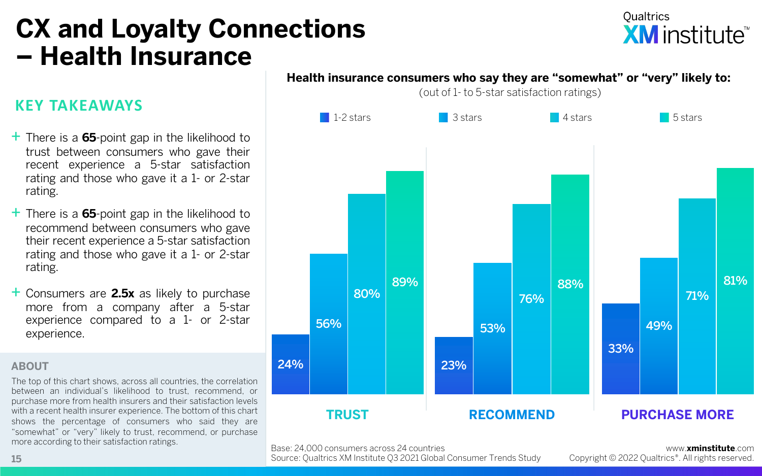# CX and Loyalty Connections – Health Insurance

## KEY TAKEAWAYS

- There is a **65**-point gap in the likelihood to trust between consumers who gave their recent experience a 5-star satisfaction rating and those who gave it a 1- or 2-star rating.
- There is a **65**-point gap in the likelihood to recommend between consumers who gave their recent experience a 5-star satisfaction rating and those who gave it a 1- or 2-star rating.
- Consumers are **2.5x** as likely to purchase more from a company after a 5-star experience compared to a 1- or 2-star experience.

## ABOUT

The top of this chart shows, across all countries, the correlation between an individual's likelihood to trust, recommend, or purchase more from health insurers and their satisfaction levels with a recent health insurer experience. The bottom of this chart shows the percentage of consumers who said they are "somewhat" or "very" likely to trust, recommend, or purchase more according to their satisfaction ratings.

**Health insurance consumers who say they are "somewhat" or "very" likely to:**

(out of 1- to 5-star satisfaction ratings)

| | 1-2 stars | 3 stars | 4 stars | 5 stars |
|---|---|---|---|---|
| TRUST | 24% | 56% | 80% | 89% |
| RECOMMEND | 23% | 53% | 76% | 88% |
| PURCHASE MORE | 33% | 49% | 71% | 81% |

Base: 24,000 consumers across 24 countries
Source: Qualtrics XM Institute Q3 2021 Global Consumer Trends Study

www.xminstitute.com
Copyright © 2022 Qualtrics®. All rights reserved.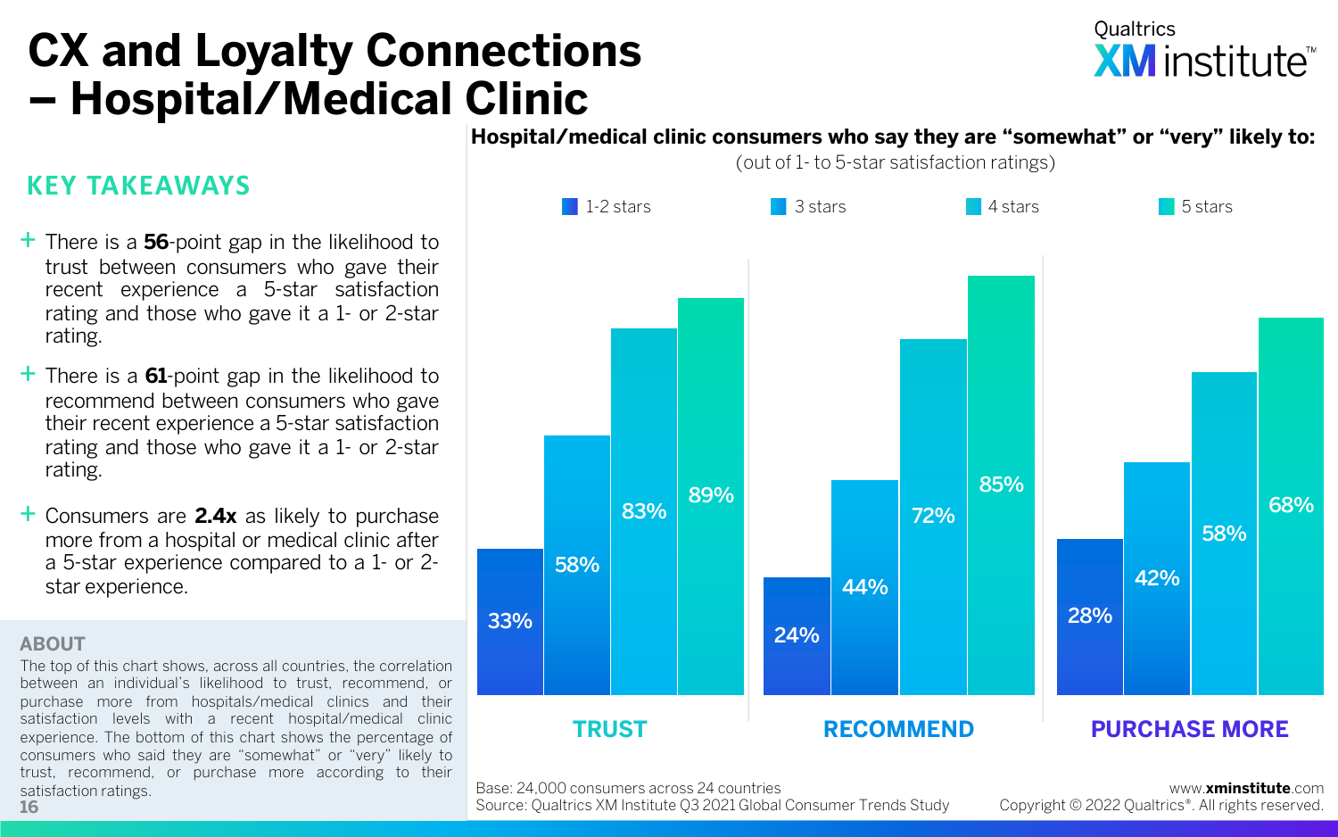# CX and Loyalty Connections – Hospital/Medical Clinic

## KEY TAKEAWAYS

- There is a **56**-point gap in the likelihood to trust between consumers who gave their recent experience a 5-star satisfaction rating and those who gave it a 1- or 2-star rating.
- There is a **61**-point gap in the likelihood to recommend between consumers who gave their recent experience a 5-star satisfaction rating and those who gave it a 1- or 2-star rating.
- Consumers are **2.4x** as likely to purchase more from a hospital or medical clinic after a 5-star experience compared to a 1- or 2-star experience.

## ABOUT

The top of this chart shows, across all countries, the correlation between an individual's likelihood to trust, recommend, or purchase more from hospitals/medical clinics and their satisfaction levels with a recent hospital/medical clinic experience. The bottom of this chart shows the percentage of consumers who said they are "somewhat" or "very" likely to trust, recommend, or purchase more according to their satisfaction ratings.

**Hospital/medical clinic consumers who say they are "somewhat" or "very" likely to:**

(out of 1- to 5-star satisfaction ratings)

| | 1-2 stars | 3 stars | 4 stars | 5 stars |
|---|---|---|---|---|
| TRUST | 33% | 58% | 83% | 89% |
| RECOMMEND | 24% | 44% | 72% | 85% |
| PURCHASE MORE | 28% | 42% | 58% | 68% |

Base: 24,000 consumers across 24 countries
Source: Qualtrics XM Institute Q3 2021 Global Consumer Trends Study

www.xminstitute.com
Copyright © 2022 Qualtrics®. All rights reserved.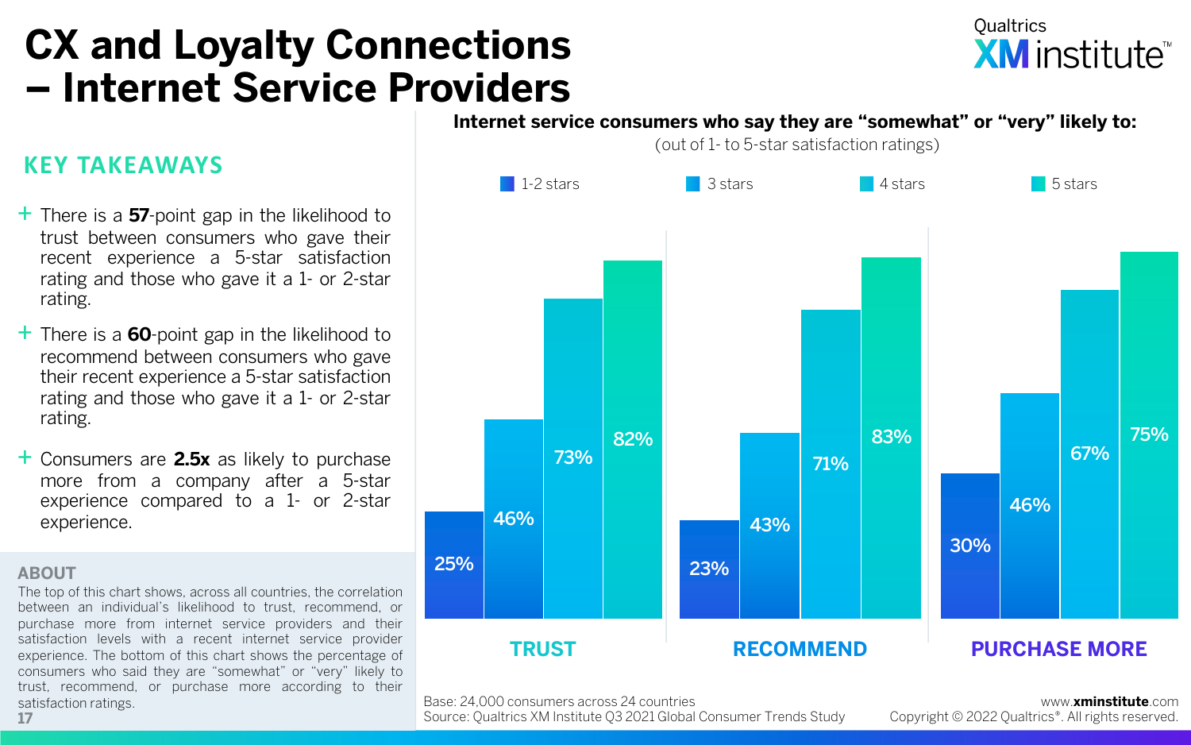# CX and Loyalty Connections – Internet Service Providers

## KEY TAKEAWAYS

- There is a **57**-point gap in the likelihood to trust between consumers who gave their recent experience a 5-star satisfaction rating and those who gave it a 1- or 2-star rating.
- There is a **60**-point gap in the likelihood to recommend between consumers who gave their recent experience a 5-star satisfaction rating and those who gave it a 1- or 2-star rating.
- Consumers are **2.5x** as likely to purchase more from a company after a 5-star experience compared to a 1- or 2-star experience.

## ABOUT

The top of this chart shows, across all countries, the correlation between an individual's likelihood to trust, recommend, or purchase more from internet service providers and their satisfaction levels with a recent internet service provider experience. The bottom of this chart shows the percentage of consumers who said they are "somewhat" or "very" likely to trust, recommend, or purchase more according to their satisfaction ratings.

**Internet service consumers who say they are "somewhat" or "very" likely to:**

(out of 1- to 5-star satisfaction ratings)

| | 1-2 stars | 3 stars | 4 stars | 5 stars |
|---|---|---|---|---|
| TRUST | 25% | 46% | 73% | 82% |
| RECOMMEND | 23% | 43% | 71% | 83% |
| PURCHASE MORE | 30% | 46% | 67% | 75% |

Base: 24,000 consumers across 24 countries
Source: Qualtrics XM Institute Q3 2021 Global Consumer Trends Study

www.xminstitute.com
Copyright © 2022 Qualtrics®. All rights reserved.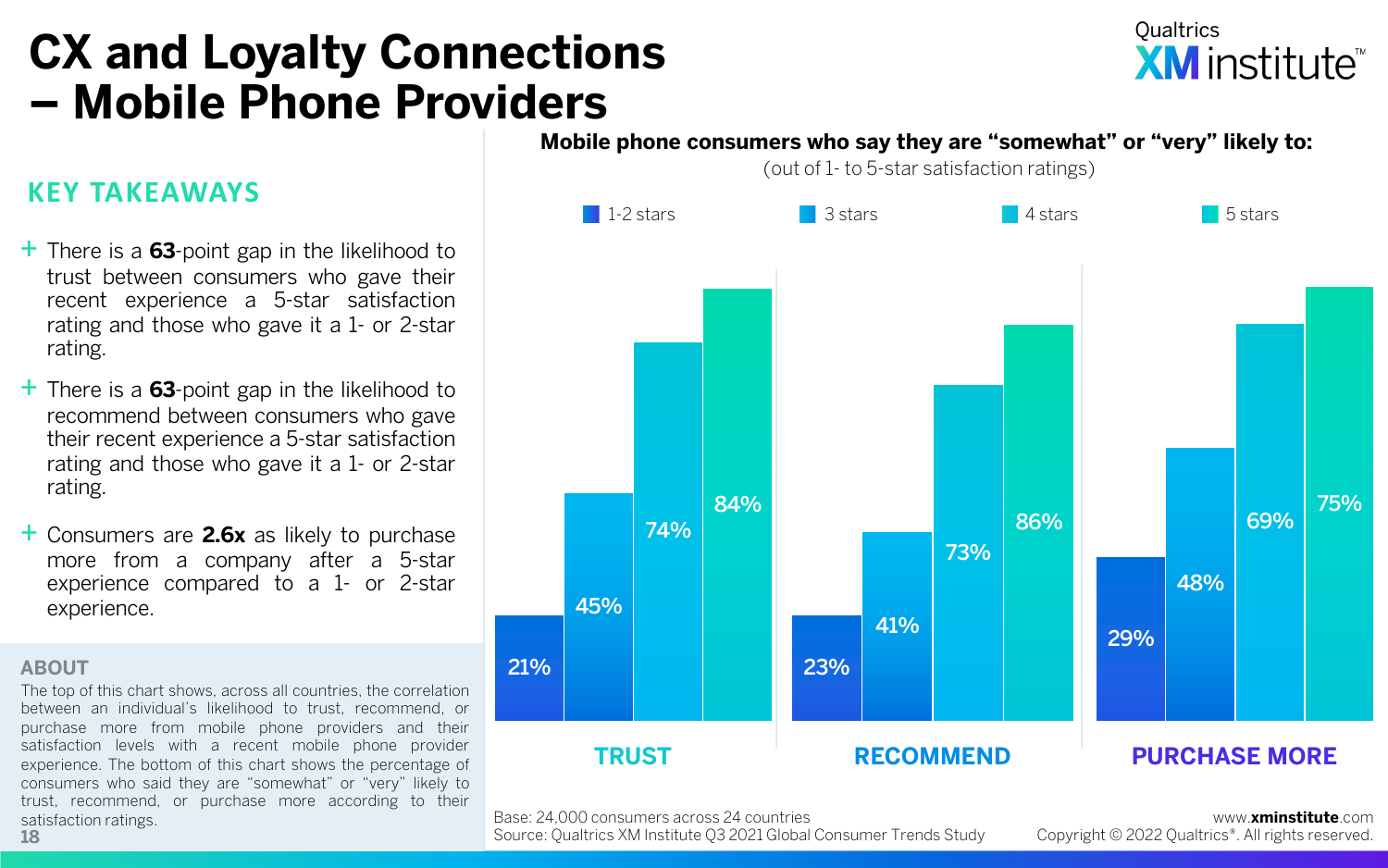# CX and Loyalty Connections – Mobile Phone Providers

## KEY TAKEAWAYS

+ There is a **63**-point gap in the likelihood to trust between consumers who gave their recent experience a 5-star satisfaction rating and those who gave it a 1- or 2-star rating.

+ There is a **63**-point gap in the likelihood to recommend between consumers who gave their recent experience a 5-star satisfaction rating and those who gave it a 1- or 2-star rating.

+ Consumers are **2.6x** as likely to purchase more from a company after a 5-star experience compared to a 1- or 2-star experience.

### ABOUT

The top of this chart shows, across all countries, the correlation between an individual's likelihood to trust, recommend, or purchase more from mobile phone providers and their satisfaction levels with a recent mobile phone provider experience. The bottom of this chart shows the percentage of consumers who said they are "somewhat" or "very" likely to trust, recommend, or purchase more according to their satisfaction ratings.

**Mobile phone consumers who say they are "somewhat" or "very" likely to:**

(out of 1- to 5-star satisfaction ratings)

| | 1-2 stars | 3 stars | 4 stars | 5 stars |
|---|---|---|---|---|
| TRUST | 21% | 45% | 74% | 84% |
| RECOMMEND | 23% | 41% | 73% | 86% |
| PURCHASE MORE | 29% | 48% | 69% | 75% |

Base: 24,000 consumers across 24 countries
Source: Qualtrics XM Institute Q3 2021 Global Consumer Trends Study

www.xminstitute.com
Copyright © 2022 Qualtrics®. All rights reserved.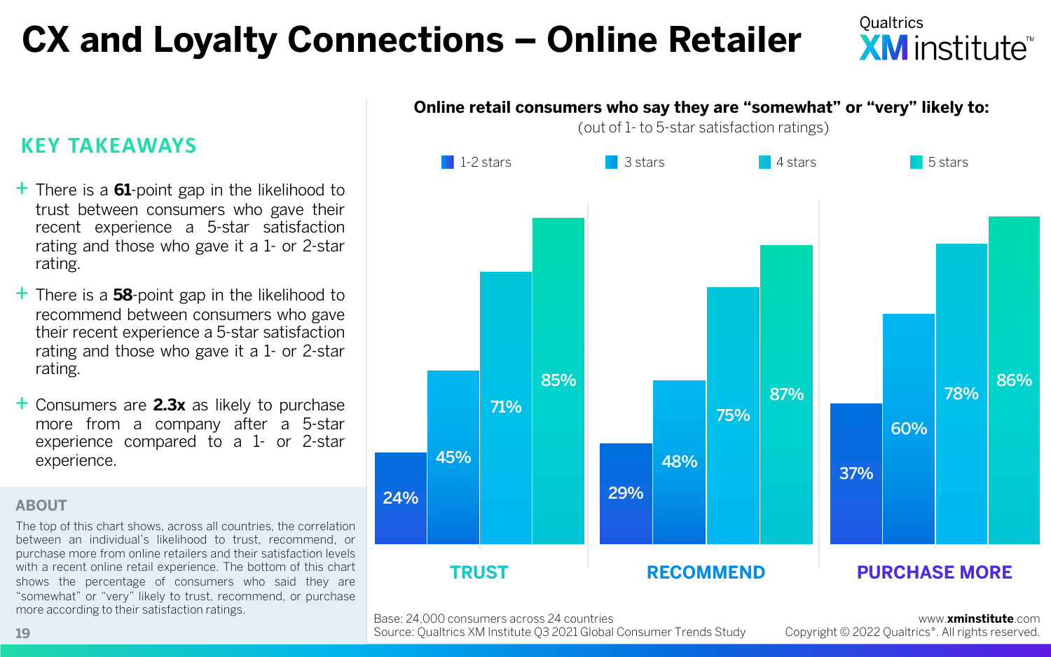# CX and Loyalty Connections – Online Retailer

## KEY TAKEAWAYS

- There is a **61**-point gap in the likelihood to trust between consumers who gave their recent experience a 5-star satisfaction rating and those who gave it a 1- or 2-star rating.
- There is a **58**-point gap in the likelihood to recommend between consumers who gave their recent experience a 5-star satisfaction rating and those who gave it a 1- or 2-star rating.
- Consumers are **2.3x** as likely to purchase more from a company after a 5-star experience compared to a 1- or 2-star experience.

## ABOUT

The top of this chart shows, across all countries, the correlation between an individual's likelihood to trust, recommend, or purchase more from online retailers and their satisfaction levels with a recent online retail experience. The bottom of this chart shows the percentage of consumers who said they are "somewhat" or "very" likely to trust, recommend, or purchase more according to their satisfaction ratings.

**Online retail consumers who say they are "somewhat" or "very" likely to:**
(out of 1- to 5-star satisfaction ratings)

| | 1-2 stars | 3 stars | 4 stars | 5 stars |
|---|---|---|---|---|
| TRUST | 24% | 45% | 71% | 85% |
| RECOMMEND | 29% | 48% | 75% | 87% |
| PURCHASE MORE | 37% | 60% | 78% | 86% |

Base: 24,000 consumers across 24 countries
Source: Qualtrics XM Institute Q3 2021 Global Consumer Trends Study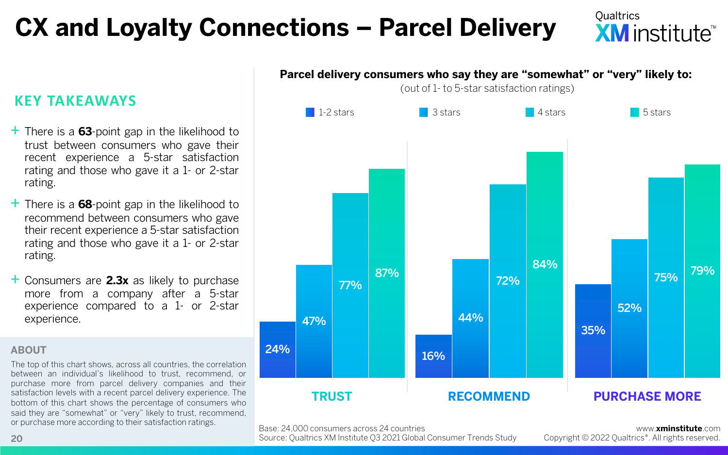# CX and Loyalty Connections – Parcel Delivery

## KEY TAKEAWAYS

- There is a **63**-point gap in the likelihood to trust between consumers who gave their recent experience a 5-star satisfaction rating and those who gave it a 1- or 2-star rating.
- There is a **68**-point gap in the likelihood to recommend between consumers who gave their recent experience a 5-star satisfaction rating and those who gave it a 1- or 2-star rating.
- Consumers are **2.3x** as likely to purchase more from a company after a 5-star experience compared to a 1- or 2-star experience.

## ABOUT

The top of this chart shows, across all countries, the correlation between an individual's likelihood to trust, recommend, or purchase more from parcel delivery companies and their satisfaction levels with a recent parcel delivery experience. The bottom of this chart shows the percentage of consumers who said they are "somewhat" or "very" likely to trust, recommend, or purchase more according to their satisfaction ratings.

**Parcel delivery consumers who say they are "somewhat" or "very" likely to:**

(out of 1- to 5-star satisfaction ratings)

| | 1-2 stars | 3 stars | 4 stars | 5 stars |
|---|---|---|---|---|
| TRUST | 24% | 47% | 77% | 87% |
| RECOMMEND | 16% | 44% | 72% | 84% |
| PURCHASE MORE | 35% | 52% | 75% | 79% |

Base: 24,000 consumers across 24 countries
Source: Qualtrics XM Institute Q3 2021 Global Consumer Trends Study

www.xminstitute.com
Copyright © 2022 Qualtrics®. All rights reserved.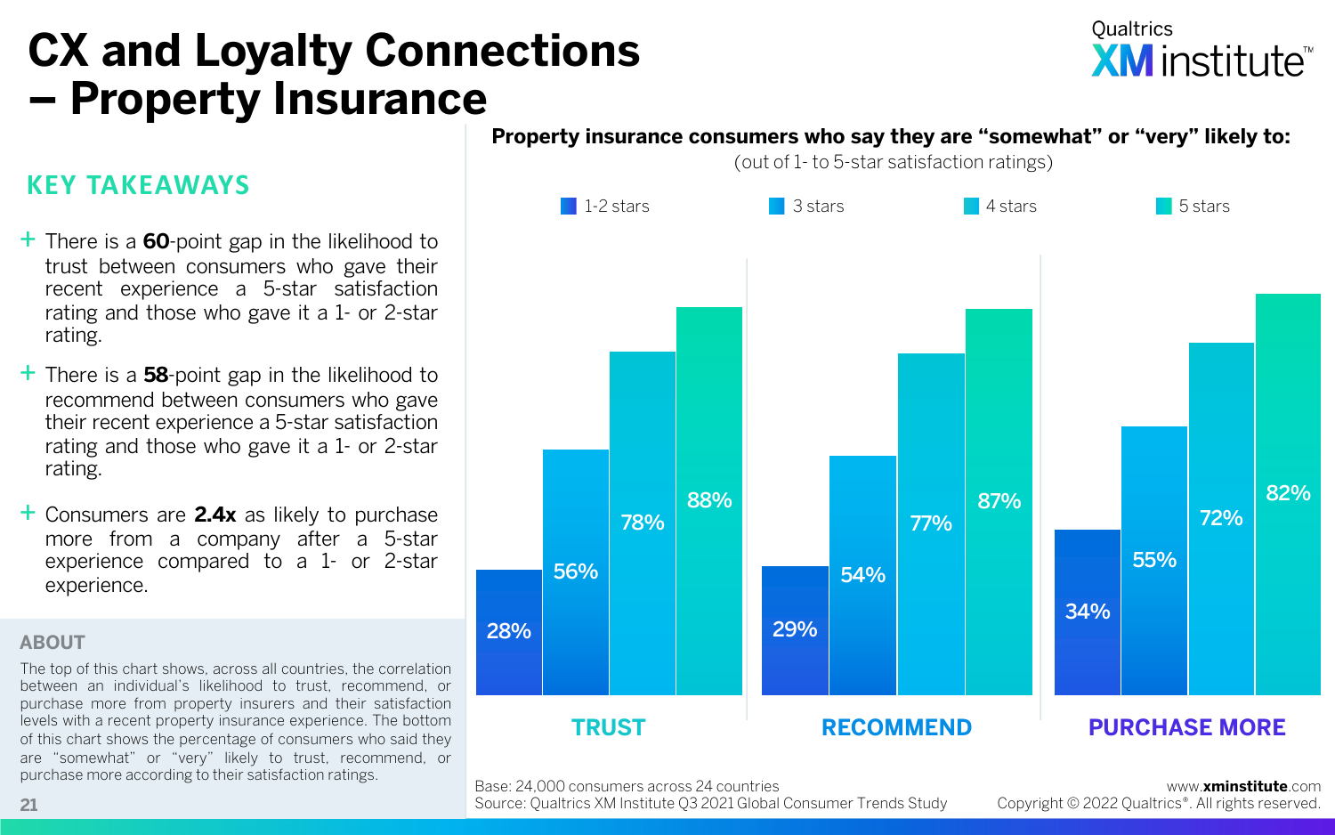# CX and Loyalty Connections – Property Insurance

## KEY TAKEAWAYS

+ There is a **60**-point gap in the likelihood to trust between consumers who gave their recent experience a 5-star satisfaction rating and those who gave it a 1- or 2-star rating.
+ There is a **58**-point gap in the likelihood to recommend between consumers who gave their recent experience a 5-star satisfaction rating and those who gave it a 1- or 2-star rating.
+ Consumers are **2.4x** as likely to purchase more from a company after a 5-star experience compared to a 1- or 2-star experience.

## ABOUT

The top of this chart shows, across all countries, the correlation between an individual's likelihood to trust, recommend, or purchase more from property insurers and their satisfaction levels with a recent property insurance experience. The bottom of this chart shows the percentage of consumers who said they are "somewhat" or "very" likely to trust, recommend, or purchase more according to their satisfaction ratings.

**Property insurance consumers who say they are "somewhat" or "very" likely to:**

(out of 1- to 5-star satisfaction ratings)

| | 1-2 stars | 3 stars | 4 stars | 5 stars |
|---|---|---|---|---|
| TRUST | 28% | 56% | 78% | 88% |
| RECOMMEND | 29% | 54% | 77% | 87% |
| PURCHASE MORE | 34% | 55% | 72% | 82% |

Base: 24,000 consumers across 24 countries
Source: Qualtrics XM Institute Q3 2021 Global Consumer Trends Study

www.xminstitute.com
Copyright © 2022 Qualtrics®. All rights reserved.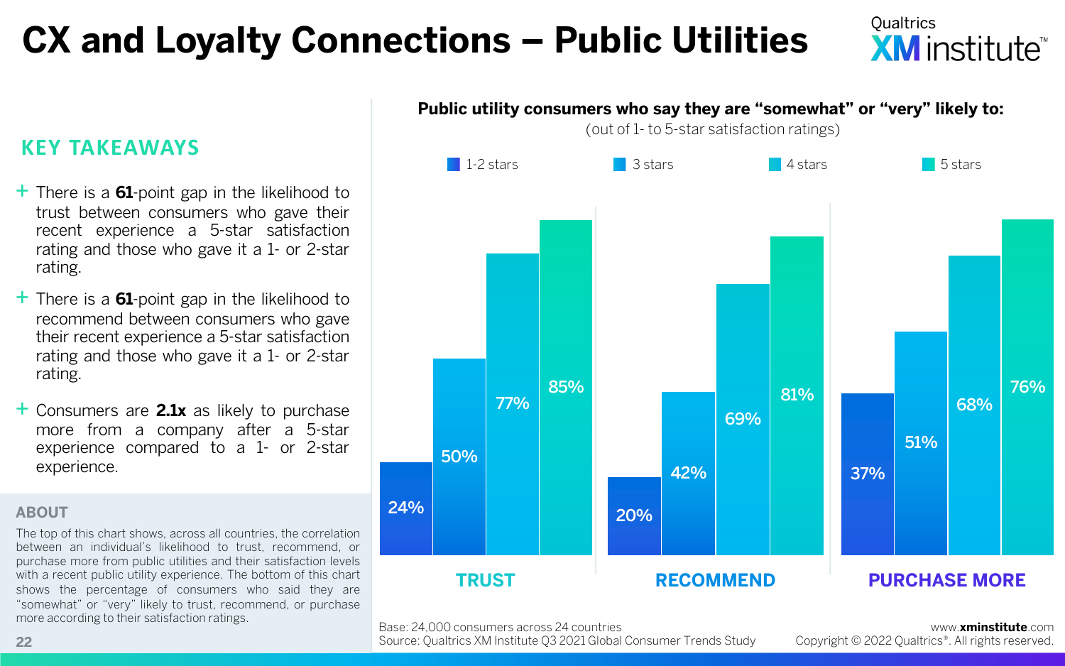# CX and Loyalty Connections – Public Utilities

## KEY TAKEAWAYS

+ There is a **61**-point gap in the likelihood to trust between consumers who gave their recent experience a 5-star satisfaction rating and those who gave it a 1- or 2-star rating.
+ There is a **61**-point gap in the likelihood to recommend between consumers who gave their recent experience a 5-star satisfaction rating and those who gave it a 1- or 2-star rating.
+ Consumers are **2.1x** as likely to purchase more from a company after a 5-star experience compared to a 1- or 2-star experience.

## ABOUT

The top of this chart shows, across all countries, the correlation between an individual's likelihood to trust, recommend, or purchase more from public utilities and their satisfaction levels with a recent public utility experience. The bottom of this chart shows the percentage of consumers who said they are "somewhat" or "very" likely to trust, recommend, or purchase more according to their satisfaction ratings.

**Public utility consumers who say they are "somewhat" or "very" likely to:**
(out of 1- to 5-star satisfaction ratings)

| | 1-2 stars | 3 stars | 4 stars | 5 stars |
|---|---|---|---|---|
| TRUST | 24% | 50% | 77% | 85% |
| RECOMMEND | 20% | 42% | 69% | 81% |
| PURCHASE MORE | 37% | 51% | 68% | 76% |

Base: 24,000 consumers across 24 countries
Source: Qualtrics XM Institute Q3 2021 Global Consumer Trends Study

www.xminstitute.com
Copyright © 2022 Qualtrics®. All rights reserved.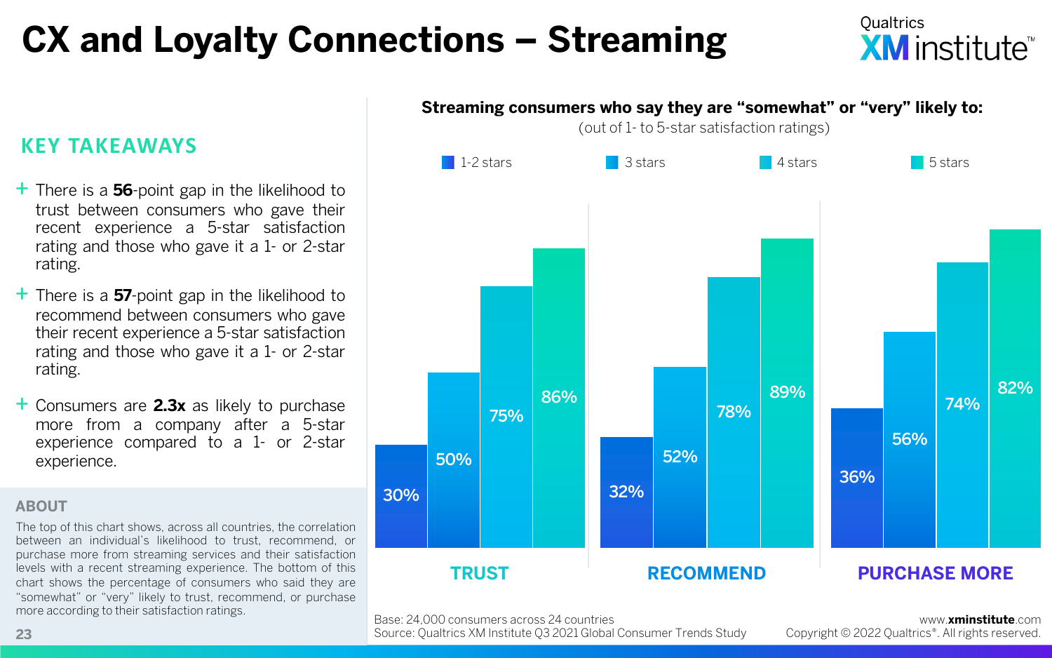# CX and Loyalty Connections – Streaming

## KEY TAKEAWAYS

- There is a **56**-point gap in the likelihood to trust between consumers who gave their recent experience a 5-star satisfaction rating and those who gave it a 1- or 2-star rating.
- There is a **57**-point gap in the likelihood to recommend between consumers who gave their recent experience a 5-star satisfaction rating and those who gave it a 1- or 2-star rating.
- Consumers are **2.3x** as likely to purchase more from a company after a 5-star experience compared to a 1- or 2-star experience.

## ABOUT

The top of this chart shows, across all countries, the correlation between an individual's likelihood to trust, recommend, or purchase more from streaming services and their satisfaction levels with a recent streaming experience. The bottom of this chart shows the percentage of consumers who said they are "somewhat" or "very" likely to trust, recommend, or purchase more according to their satisfaction ratings.

**Streaming consumers who say they are "somewhat" or "very" likely to:**
(out of 1- to 5-star satisfaction ratings)

| | 1-2 stars | 3 stars | 4 stars | 5 stars |
|---|---|---|---|---|
| TRUST | 30% | 50% | 75% | 86% |
| RECOMMEND | 32% | 52% | 78% | 89% |
| PURCHASE MORE | 36% | 56% | 74% | 82% |

Base: 24,000 consumers across 24 countries
Source: Qualtrics XM Institute Q3 2021 Global Consumer Trends Study

www.xminstitute.com
Copyright © 2022 Qualtrics®. All rights reserved.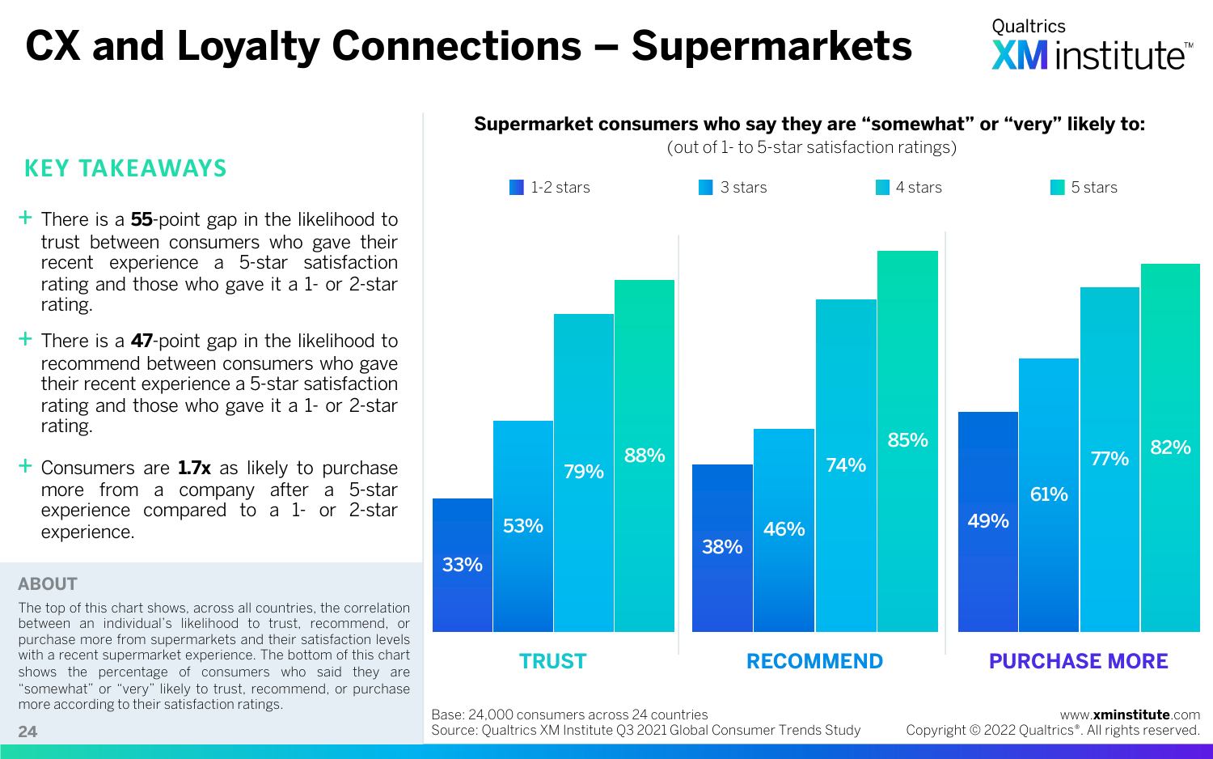# CX and Loyalty Connections – Supermarkets

Qualtrics XM institute™

## KEY TAKEAWAYS

- There is a **55**-point gap in the likelihood to trust between consumers who gave their recent experience a 5-star satisfaction rating and those who gave it a 1- or 2-star rating.
- There is a **47**-point gap in the likelihood to recommend between consumers who gave their recent experience a 5-star satisfaction rating and those who gave it a 1- or 2-star rating.
- Consumers are **1.7x** as likely to purchase more from a company after a 5-star experience compared to a 1- or 2-star experience.

## ABOUT

The top of this chart shows, across all countries, the correlation between an individual's likelihood to trust, recommend, or purchase more from supermarkets and their satisfaction levels with a recent supermarket experience. The bottom of this chart shows the percentage of consumers who said they are "somewhat" or "very" likely to trust, recommend, or purchase more according to their satisfaction ratings.

**Supermarket consumers who say they are "somewhat" or "very" likely to:**
(out of 1- to 5-star satisfaction ratings)

| | 1-2 stars | 3 stars | 4 stars | 5 stars |
|---|---|---|---|---|
| TRUST | 33% | 53% | 79% | 88% |
| RECOMMEND | 38% | 46% | 74% | 85% |
| PURCHASE MORE | 49% | 61% | 77% | 82% |

Base: 24,000 consumers across 24 countries
Source: Qualtrics XM Institute Q3 2021 Global Consumer Trends Study

www.xminstitute.com
Copyright © 2022 Qualtrics®. All rights reserved.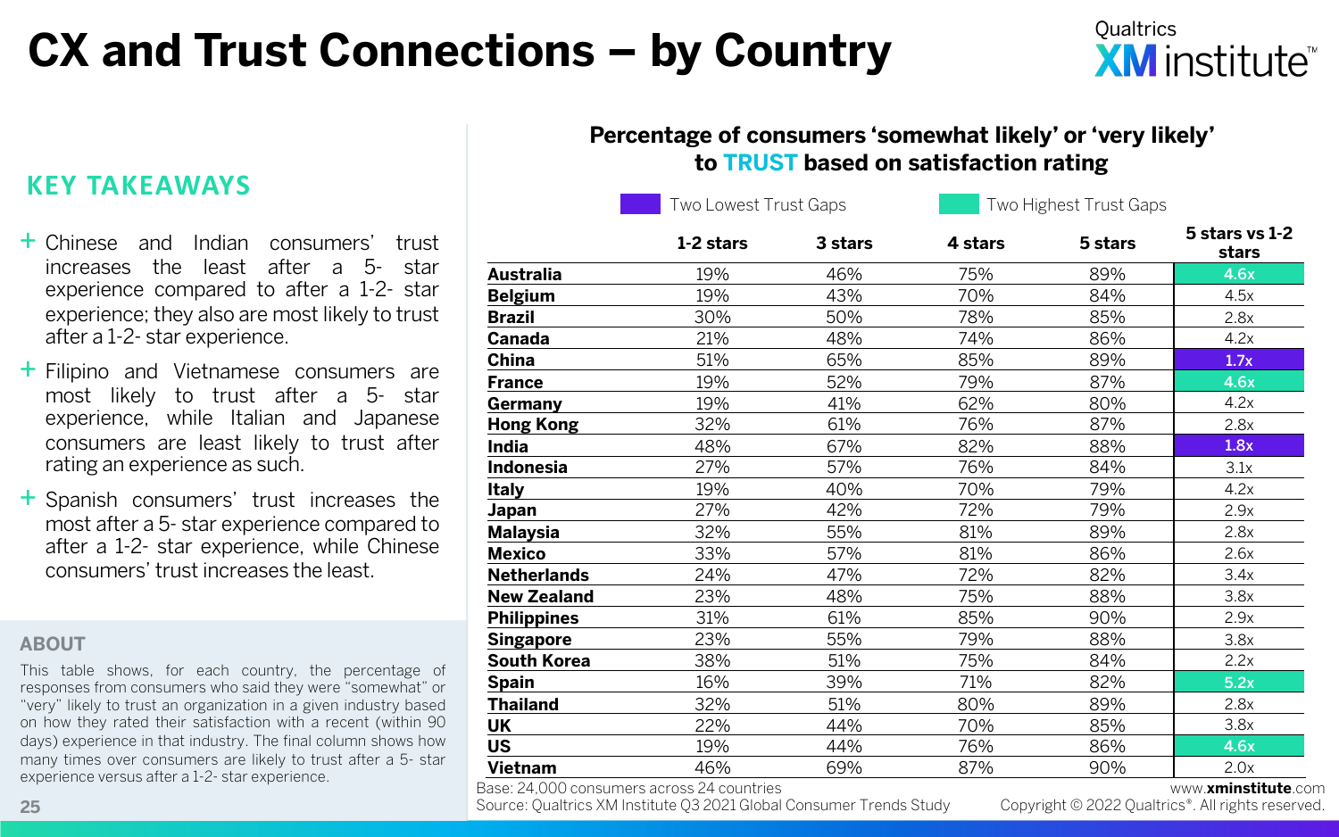# CX and Trust Connections – by Country

## KEY TAKEAWAYS

+ Chinese and Indian consumers' trust increases the least after a 5- star experience compared to after a 1-2- star experience; they also are most likely to trust after a 1-2- star experience.
+ Filipino and Vietnamese consumers are most likely to trust after a 5- star experience, while Italian and Japanese consumers are least likely to trust after rating an experience as such.
+ Spanish consumers' trust increases the most after a 5- star experience compared to after a 1-2- star experience, while Chinese consumers' trust increases the least.

### ABOUT

This table shows, for each country, the percentage of responses from consumers who said they were "somewhat" or "very" likely to trust an organization in a given industry based on how they rated their satisfaction with a recent (within 90 days) experience in that industry. The final column shows how many times over consumers are likely to trust after a 5- star experience versus after a 1-2- star experience.

**Percentage of consumers 'somewhat likely' or 'very likely' to TRUST based on satisfaction rating**

Legend: Two Lowest Trust Gaps (China, India); Two Highest Trust Gaps (Spain; Australia, France, US tied)

| | 1-2 stars | 3 stars | 4 stars | 5 stars | 5 stars vs 1-2 stars |
|---|---|---|---|---|---|
| **Australia** | 19% | 46% | 75% | 89% | 4.6x |
| **Belgium** | 19% | 43% | 70% | 84% | 4.5x |
| **Brazil** | 30% | 50% | 78% | 85% | 2.8x |
| **Canada** | 21% | 48% | 74% | 86% | 4.2x |
| **China** | 51% | 65% | 85% | 89% | 1.7x |
| **France** | 19% | 52% | 79% | 87% | 4.6x |
| **Germany** | 19% | 41% | 62% | 80% | 4.2x |
| **Hong Kong** | 32% | 61% | 76% | 87% | 2.8x |
| **India** | 48% | 67% | 82% | 88% | 1.8x |
| **Indonesia** | 27% | 57% | 76% | 84% | 3.1x |
| **Italy** | 19% | 40% | 70% | 79% | 4.2x |
| **Japan** | 27% | 42% | 72% | 79% | 2.9x |
| **Malaysia** | 32% | 55% | 81% | 89% | 2.8x |
| **Mexico** | 33% | 57% | 81% | 86% | 2.6x |
| **Netherlands** | 24% | 47% | 72% | 82% | 3.4x |
| **New Zealand** | 23% | 48% | 75% | 88% | 3.8x |
| **Philippines** | 31% | 61% | 85% | 90% | 2.9x |
| **Singapore** | 23% | 55% | 79% | 88% | 3.8x |
| **South Korea** | 38% | 51% | 75% | 84% | 2.2x |
| **Spain** | 16% | 39% | 71% | 82% | 5.2x |
| **Thailand** | 32% | 51% | 80% | 89% | 2.8x |
| **UK** | 22% | 44% | 70% | 85% | 3.8x |
| **US** | 19% | 44% | 76% | 86% | 4.6x |
| **Vietnam** | 46% | 69% | 87% | 90% | 2.0x |

Base: 24,000 consumers across 24 countries
Source: Qualtrics XM Institute Q3 2021 Global Consumer Trends Study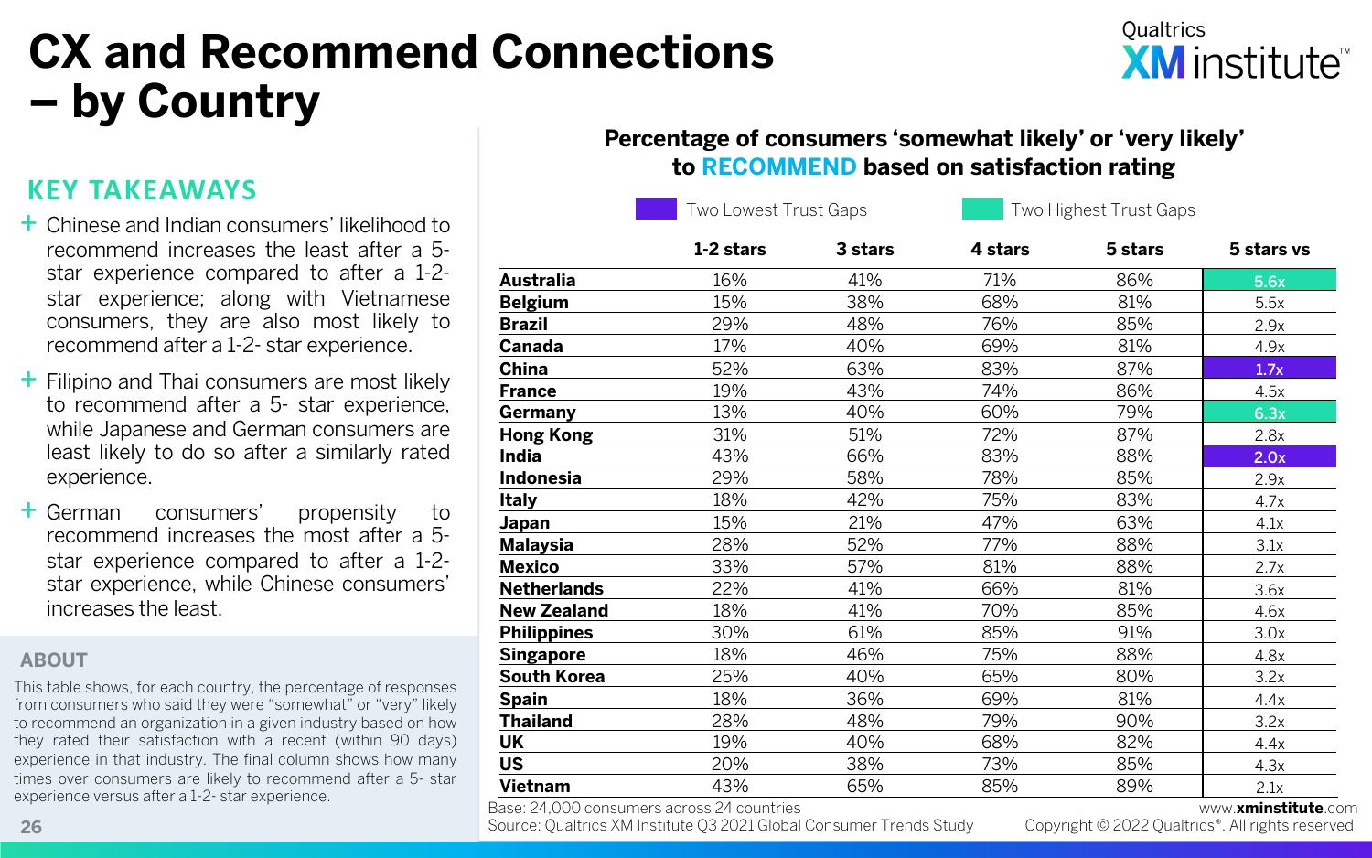# CX and Recommend Connections – by Country

## KEY TAKEAWAYS

- Chinese and Indian consumers' likelihood to recommend increases the least after a 5-star experience compared to after a 1-2-star experience; along with Vietnamese consumers, they are also most likely to recommend after a 1-2- star experience.
- Filipino and Thai consumers are most likely to recommend after a 5- star experience, while Japanese and German consumers are least likely to do so after a similarly rated experience.
- German consumers' propensity to recommend increases the most after a 5-star experience compared to after a 1-2-star experience, while Chinese consumers' increases the least.

## ABOUT

This table shows, for each country, the percentage of responses from consumers who said they were "somewhat" or "very" likely to recommend an organization in a given industry based on how they rated their satisfaction with a recent (within 90 days) experience in that industry. The final column shows how many times over consumers are likely to recommend after a 5- star experience versus after a 1-2- star experience.

**Percentage of consumers 'somewhat likely' or 'very likely' to RECOMMEND based on satisfaction rating**

Legend: Two Lowest Trust Gaps (China, India) · Two Highest Trust Gaps (Australia, Germany)

| | 1-2 stars | 3 stars | 4 stars | 5 stars | 5 stars vs |
|---|---|---|---|---|---|
| **Australia** | 16% | 41% | 71% | 86% | 5.6x |
| **Belgium** | 15% | 38% | 68% | 81% | 5.5x |
| **Brazil** | 29% | 48% | 76% | 85% | 2.9x |
| **Canada** | 17% | 40% | 69% | 81% | 4.9x |
| **China** | 52% | 63% | 83% | 87% | 1.7x |
| **France** | 19% | 43% | 74% | 86% | 4.5x |
| **Germany** | 13% | 40% | 60% | 79% | 6.3x |
| **Hong Kong** | 31% | 51% | 72% | 87% | 2.8x |
| **India** | 43% | 66% | 83% | 88% | 2.0x |
| **Indonesia** | 29% | 58% | 78% | 85% | 2.9x |
| **Italy** | 18% | 42% | 75% | 83% | 4.7x |
| **Japan** | 15% | 21% | 47% | 63% | 4.1x |
| **Malaysia** | 28% | 52% | 77% | 88% | 3.1x |
| **Mexico** | 33% | 57% | 81% | 88% | 2.7x |
| **Netherlands** | 22% | 41% | 66% | 81% | 3.6x |
| **New Zealand** | 18% | 41% | 70% | 85% | 4.6x |
| **Philippines** | 30% | 61% | 85% | 91% | 3.0x |
| **Singapore** | 18% | 46% | 75% | 88% | 4.8x |
| **South Korea** | 25% | 40% | 65% | 80% | 3.2x |
| **Spain** | 18% | 36% | 69% | 81% | 4.4x |
| **Thailand** | 28% | 48% | 79% | 90% | 3.2x |
| **UK** | 19% | 40% | 68% | 82% | 4.4x |
| **US** | 20% | 38% | 73% | 85% | 4.3x |
| **Vietnam** | 43% | 65% | 85% | 89% | 2.1x |

Base: 24,000 consumers across 24 countries

Source: Qualtrics XM Institute Q3 2021 Global Consumer Trends Study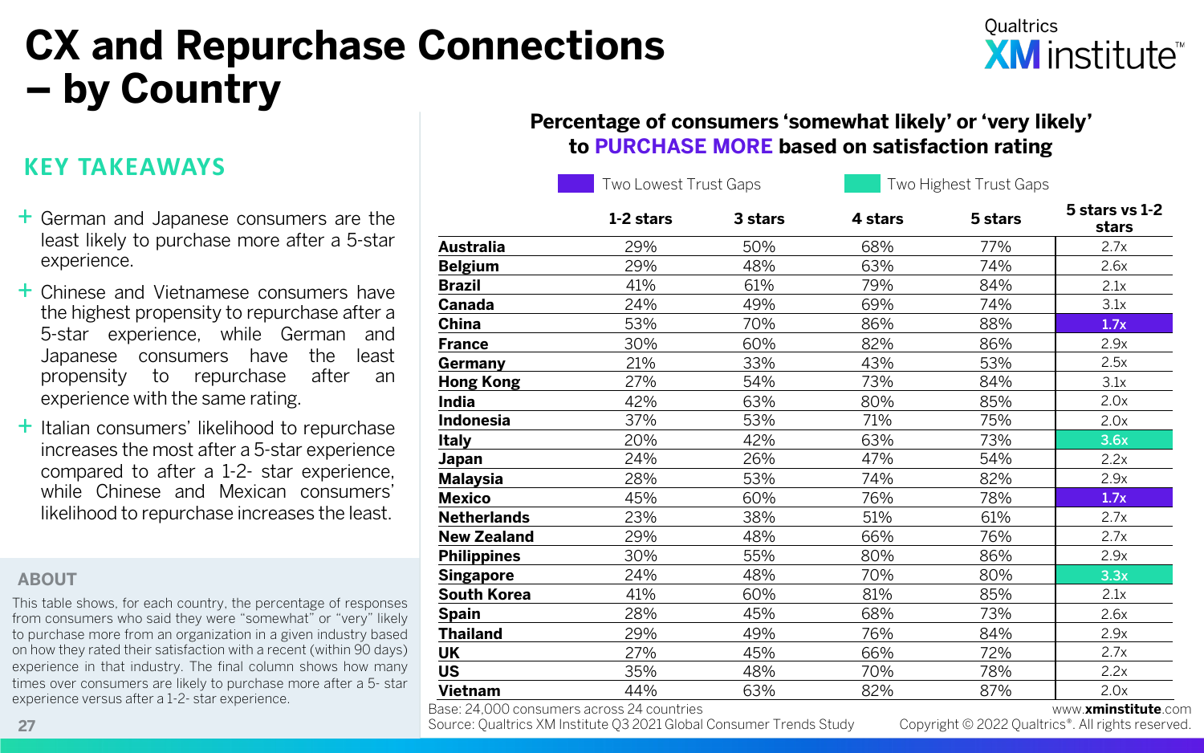# CX and Repurchase Connections – by Country

## KEY TAKEAWAYS

- German and Japanese consumers are the least likely to purchase more after a 5-star experience.
- Chinese and Vietnamese consumers have the highest propensity to repurchase after a 5-star experience, while German and Japanese consumers have the least propensity to repurchase after an experience with the same rating.
- Italian consumers' likelihood to repurchase increases the most after a 5-star experience compared to after a 1-2- star experience, while Chinese and Mexican consumers' likelihood to repurchase increases the least.

## ABOUT

This table shows, for each country, the percentage of responses from consumers who said they were "somewhat" or "very" likely to purchase more from an organization in a given industry based on how they rated their satisfaction with a recent (within 90 days) experience in that industry. The final column shows how many times over consumers are likely to purchase more after a 5- star experience versus after a 1-2- star experience.

**Percentage of consumers 'somewhat likely' or 'very likely' to PURCHASE MORE based on satisfaction rating**

Legend: Two Lowest Trust Gaps (purple) · Two Highest Trust Gaps (green)

| | 1-2 stars | 3 stars | 4 stars | 5 stars | 5 stars vs 1-2 stars |
|---|---|---|---|---|---|
| **Australia** | 29% | 50% | 68% | 77% | 2.7x |
| **Belgium** | 29% | 48% | 63% | 74% | 2.6x |
| **Brazil** | 41% | 61% | 79% | 84% | 2.1x |
| **Canada** | 24% | 49% | 69% | 74% | 3.1x |
| **China** | 53% | 70% | 86% | 88% | 1.7x (Two Lowest Trust Gaps) |
| **France** | 30% | 60% | 82% | 86% | 2.9x |
| **Germany** | 21% | 33% | 43% | 53% | 2.5x |
| **Hong Kong** | 27% | 54% | 73% | 84% | 3.1x |
| **India** | 42% | 63% | 80% | 85% | 2.0x |
| **Indonesia** | 37% | 53% | 71% | 75% | 2.0x |
| **Italy** | 20% | 42% | 63% | 73% | 3.6x (Two Highest Trust Gaps) |
| **Japan** | 24% | 26% | 47% | 54% | 2.2x |
| **Malaysia** | 28% | 53% | 74% | 82% | 2.9x |
| **Mexico** | 45% | 60% | 76% | 78% | 1.7x (Two Lowest Trust Gaps) |
| **Netherlands** | 23% | 38% | 51% | 61% | 2.7x |
| **New Zealand** | 29% | 48% | 66% | 76% | 2.7x |
| **Philippines** | 30% | 55% | 80% | 86% | 2.9x |
| **Singapore** | 24% | 48% | 70% | 80% | 3.3x (Two Highest Trust Gaps) |
| **South Korea** | 41% | 60% | 81% | 85% | 2.1x |
| **Spain** | 28% | 45% | 68% | 73% | 2.6x |
| **Thailand** | 29% | 49% | 76% | 84% | 2.9x |
| **UK** | 27% | 45% | 66% | 72% | 2.7x |
| **US** | 35% | 48% | 70% | 78% | 2.2x |
| **Vietnam** | 44% | 63% | 82% | 87% | 2.0x |

Base: 24,000 consumers across 24 countries
Source: Qualtrics XM Institute Q3 2021 Global Consumer Trends Study

www.xminstitute.com
Copyright © 2022 Qualtrics®. All rights reserved.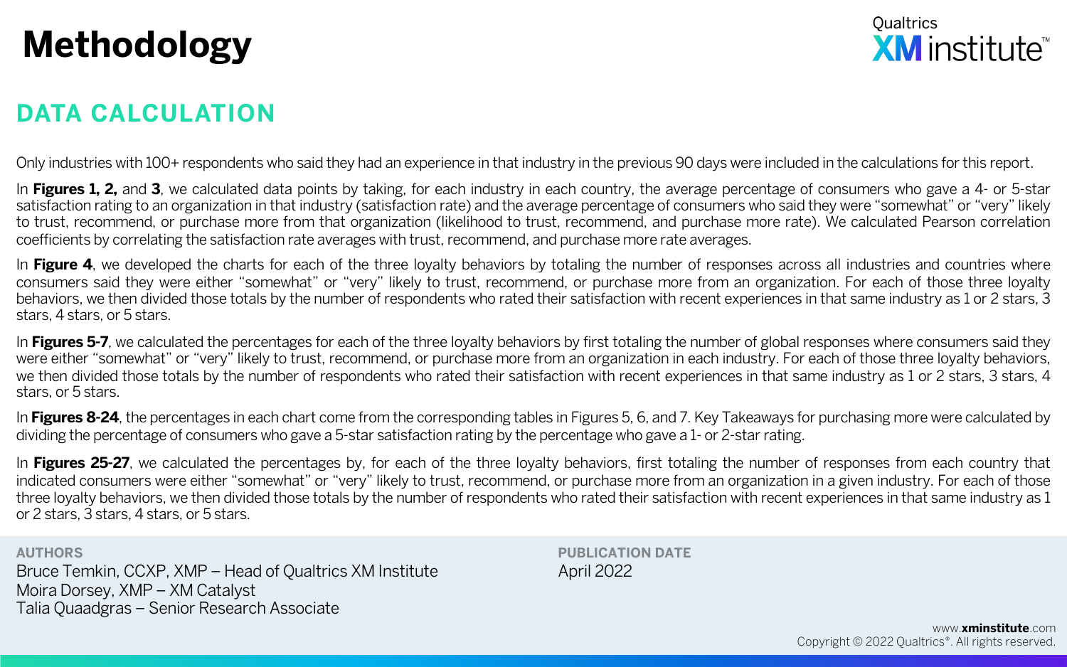# Methodology

## DATA CALCULATION

Only industries with 100+ respondents who said they had an experience in that industry in the previous 90 days were included in the calculations for this report.

In **Figures 1, 2,** and **3**, we calculated data points by taking, for each industry in each country, the average percentage of consumers who gave a 4- or 5-star satisfaction rating to an organization in that industry (satisfaction rate) and the average percentage of consumers who said they were "somewhat" or "very" likely to trust, recommend, or purchase more from that organization (likelihood to trust, recommend, and purchase more rate). We calculated Pearson correlation coefficients by correlating the satisfaction rate averages with trust, recommend, and purchase more rate averages.

In **Figure 4**, we developed the charts for each of the three loyalty behaviors by totaling the number of responses across all industries and countries where consumers said they were either "somewhat" or "very" likely to trust, recommend, or purchase more from an organization. For each of those three loyalty behaviors, we then divided those totals by the number of respondents who rated their satisfaction with recent experiences in that same industry as 1 or 2 stars, 3 stars, 4 stars, or 5 stars.

In **Figures 5-7**, we calculated the percentages for each of the three loyalty behaviors by first totaling the number of global responses where consumers said they were either "somewhat" or "very" likely to trust, recommend, or purchase more from an organization in each industry. For each of those three loyalty behaviors, we then divided those totals by the number of respondents who rated their satisfaction with recent experiences in that same industry as 1 or 2 stars, 3 stars, 4 stars, or 5 stars.

In **Figures 8-24**, the percentages in each chart come from the corresponding tables in Figures 5, 6, and 7. Key Takeaways for purchasing more were calculated by dividing the percentage of consumers who gave a 5-star satisfaction rating by the percentage who gave a 1- or 2-star rating.

In **Figures 25-27**, we calculated the percentages by, for each of the three loyalty behaviors, first totaling the number of responses from each country that indicated consumers were either "somewhat" or "very" likely to trust, recommend, or purchase more from an organization in a given industry. For each of those three loyalty behaviors, we then divided those totals by the number of respondents who rated their satisfaction with recent experiences in that same industry as 1 or 2 stars, 3 stars, 4 stars, or 5 stars.

**AUTHORS**

Bruce Temkin, CCXP, XMP – Head of Qualtrics XM Institute
Moira Dorsey, XMP – XM Catalyst
Talia Quaadgras – Senior Research Associate

**PUBLICATION DATE**

April 2022